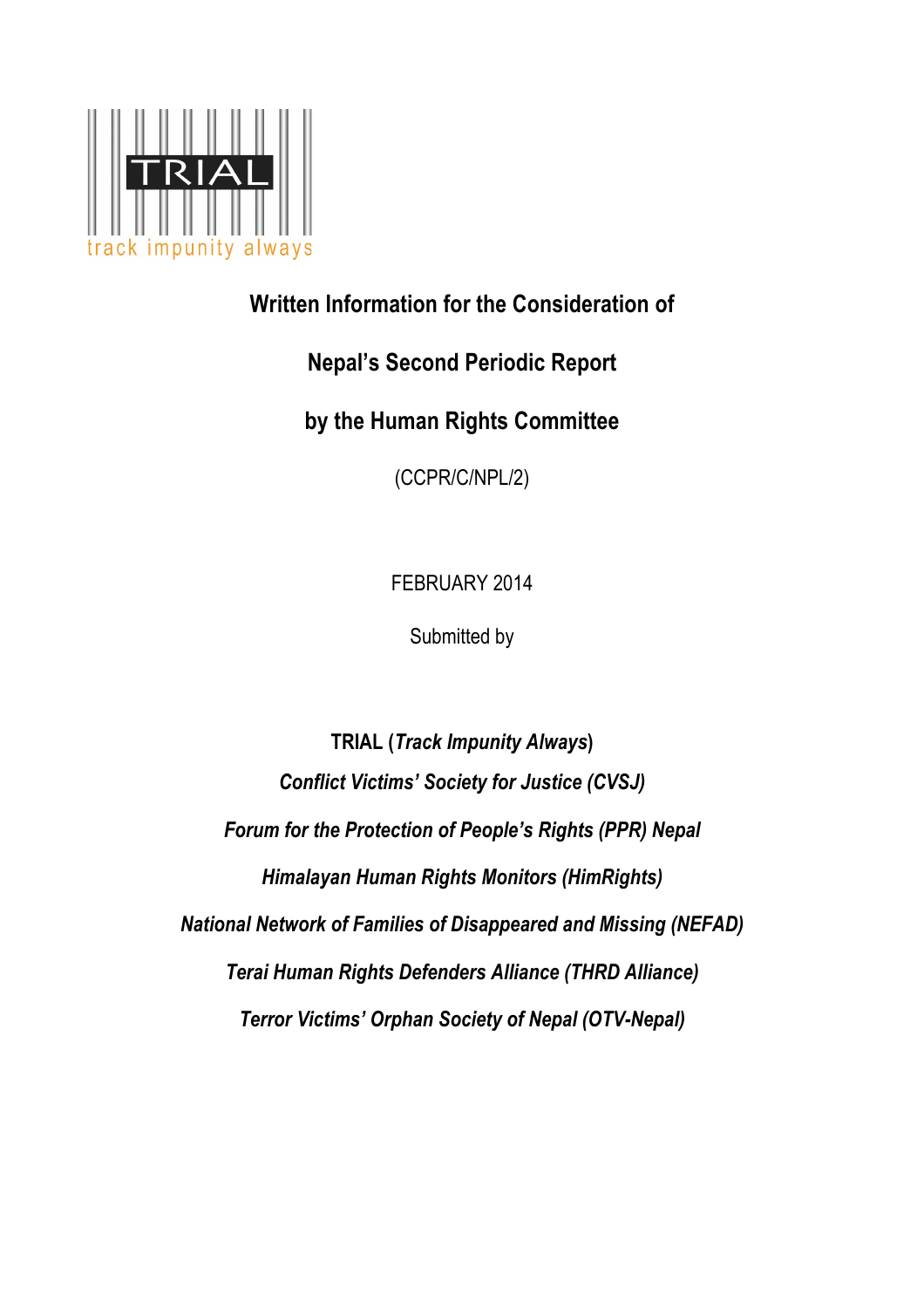TRIAL

track impunity always

# Written Information for the Consideration of

# Nepal's Second Periodic Report

# by the Human Rights Committee

(CCPR/C/NPL/2)

FEBRUARY 2014

Submitted by

**TRIAL (*Track Impunity Always*)**

***Conflict Victims' Society for Justice (CVSJ)***

***Forum for the Protection of People's Rights (PPR) Nepal***

***Himalayan Human Rights Monitors (HimRights)***

***National Network of Families of Disappeared and Missing (NEFAD)***

***Terai Human Rights Defenders Alliance (THRD Alliance)***

***Terror Victims' Orphan Society of Nepal (OTV-Nepal)***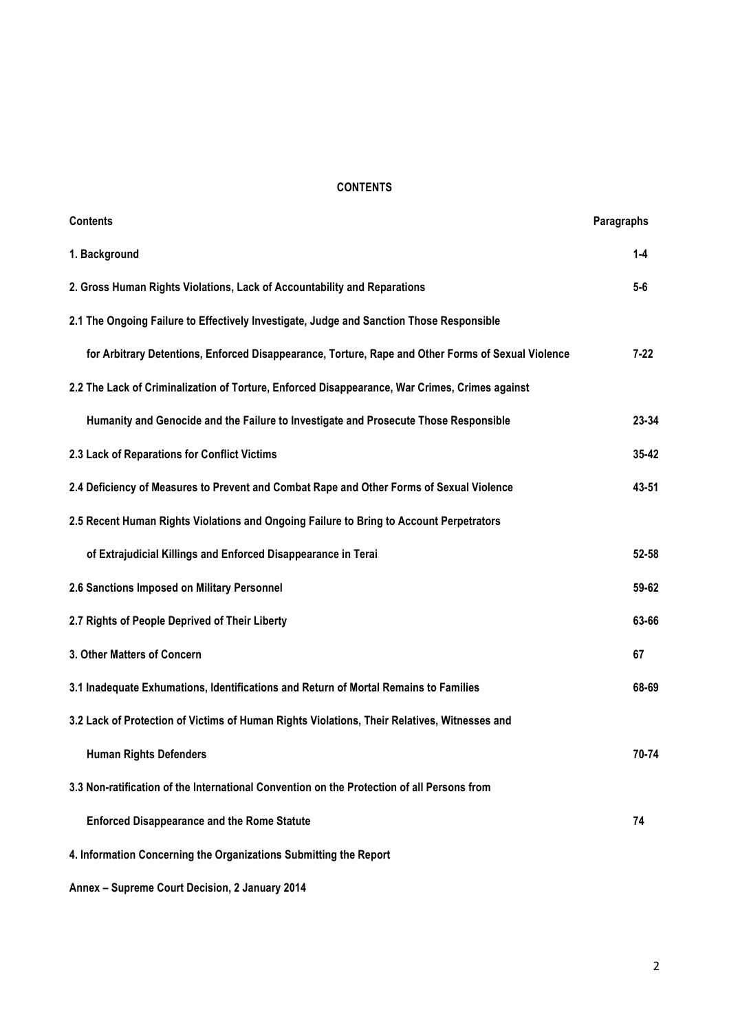**CONTENTS**

| Contents | Paragraphs |
|---|---|
| **1. Background** | **1-4** |
| **2. Gross Human Rights Violations, Lack of Accountability and Reparations** | **5-6** |
| **2.1 The Ongoing Failure to Effectively Investigate, Judge and Sanction Those Responsible for Arbitrary Detentions, Enforced Disappearance, Torture, Rape and Other Forms of Sexual Violence** | **7-22** |
| **2.2 The Lack of Criminalization of Torture, Enforced Disappearance, War Crimes, Crimes against Humanity and Genocide and the Failure to Investigate and Prosecute Those Responsible** | **23-34** |
| **2.3 Lack of Reparations for Conflict Victims** | **35-42** |
| **2.4 Deficiency of Measures to Prevent and Combat Rape and Other Forms of Sexual Violence** | **43-51** |
| **2.5 Recent Human Rights Violations and Ongoing Failure to Bring to Account Perpetrators of Extrajudicial Killings and Enforced Disappearance in Terai** | **52-58** |
| **2.6 Sanctions Imposed on Military Personnel** | **59-62** |
| **2.7 Rights of People Deprived of Their Liberty** | **63-66** |
| **3. Other Matters of Concern** | **67** |
| **3.1 Inadequate Exhumations, Identifications and Return of Mortal Remains to Families** | **68-69** |
| **3.2 Lack of Protection of Victims of Human Rights Violations, Their Relatives, Witnesses and Human Rights Defenders** | **70-74** |
| **3.3 Non-ratification of the International Convention on the Protection of all Persons from Enforced Disappearance and the Rome Statute** | **74** |
| **4. Information Concerning the Organizations Submitting the Report** | |
| **Annex – Supreme Court Decision, 2 January 2014** | |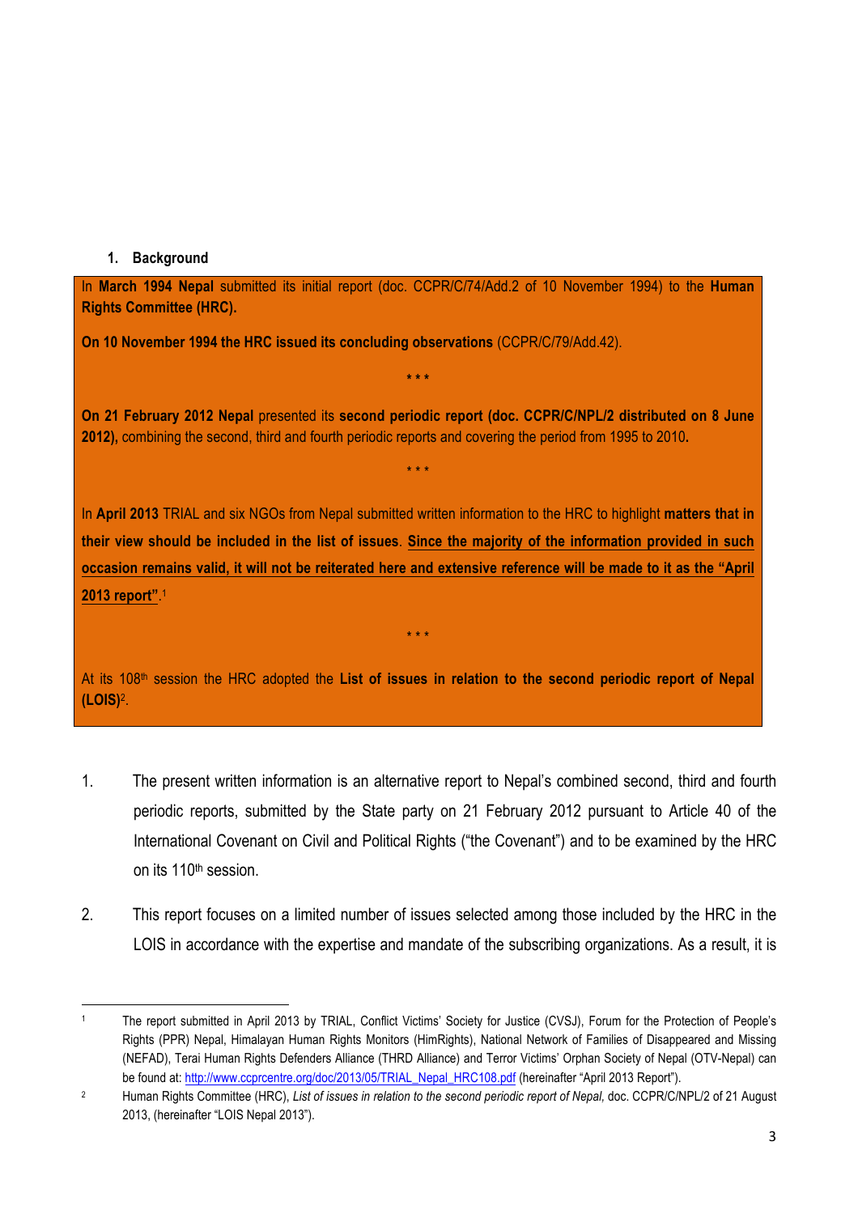## 1. Background

In **March 1994 Nepal** submitted its initial report (doc. CCPR/C/74/Add.2 of 10 November 1994) to the **Human Rights Committee (HRC).**

**On 10 November 1994 the HRC issued its concluding observations** (CCPR/C/79/Add.42).

\* \* \*

**On 21 February 2012 Nepal** presented its **second periodic report (doc. CCPR/C/NPL/2 distributed on 8 June 2012),** combining the second, third and fourth periodic reports and covering the period from 1995 to 2010**.**

\* \* \*

In **April 2013** TRIAL and six NGOs from Nepal submitted written information to the HRC to highlight **matters that in their view should be included in the list of issues**. **Since the majority of the information provided in such occasion remains valid, it will not be reiterated here and extensive reference will be made to it as the "April 2013 report"**.[1]

\* \* \*

At its 108th session the HRC adopted the **List of issues in relation to the second periodic report of Nepal (LOIS)**[2].

1. The present written information is an alternative report to Nepal's combined second, third and fourth periodic reports, submitted by the State party on 21 February 2012 pursuant to Article 40 of the International Covenant on Civil and Political Rights ("the Covenant") and to be examined by the HRC on its 110th session.

2. This report focuses on a limited number of issues selected among those included by the HRC in the LOIS in accordance with the expertise and mandate of the subscribing organizations. As a result, it is

---

[1] The report submitted in April 2013 by TRIAL, Conflict Victims' Society for Justice (CVSJ), Forum for the Protection of People's Rights (PPR) Nepal, Himalayan Human Rights Monitors (HimRights), National Network of Families of Disappeared and Missing (NEFAD), Terai Human Rights Defenders Alliance (THRD Alliance) and Terror Victims' Orphan Society of Nepal (OTV-Nepal) can be found at: http://www.ccprcentre.org/doc/2013/05/TRIAL_Nepal_HRC108.pdf (hereinafter "April 2013 Report").

[2] Human Rights Committee (HRC), *List of issues in relation to the second periodic report of Nepal,* doc. CCPR/C/NPL/2 of 21 August 2013, (hereinafter "LOIS Nepal 2013").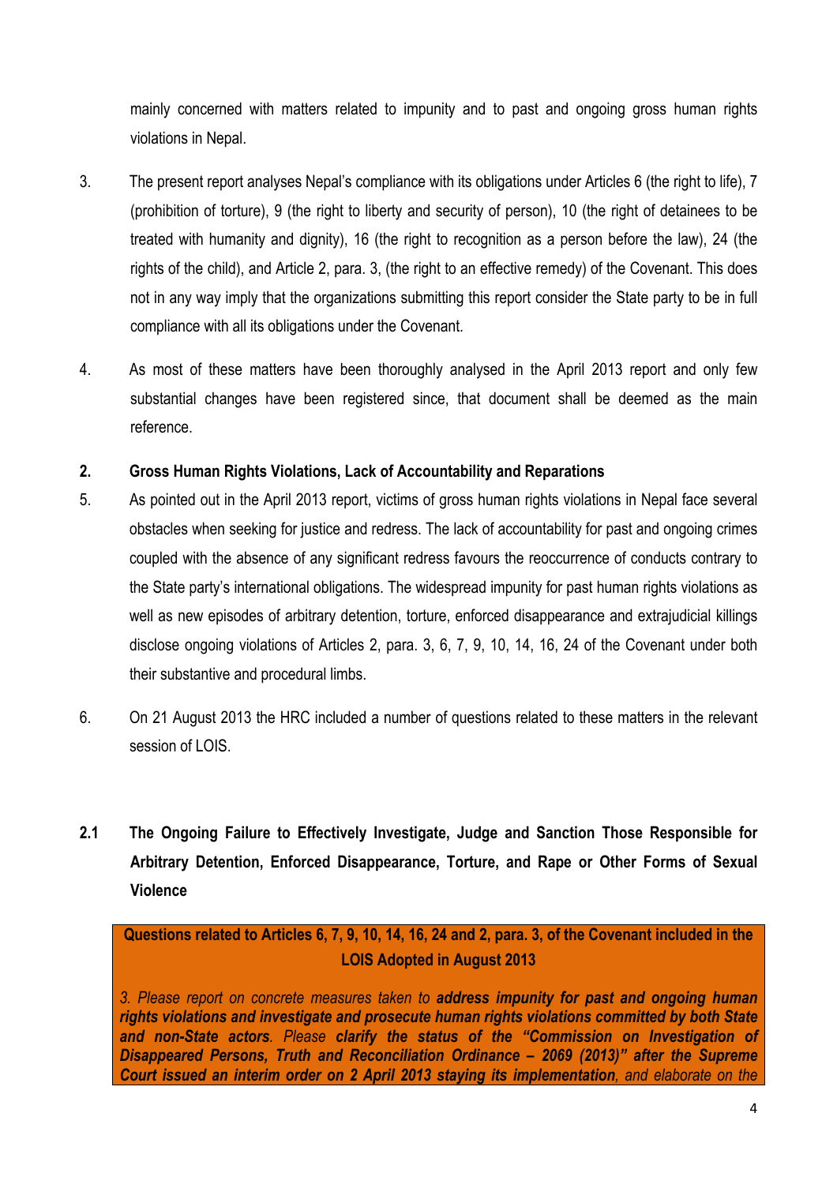mainly concerned with matters related to impunity and to past and ongoing gross human rights violations in Nepal.

3. The present report analyses Nepal's compliance with its obligations under Articles 6 (the right to life), 7 (prohibition of torture), 9 (the right to liberty and security of person), 10 (the right of detainees to be treated with humanity and dignity), 16 (the right to recognition as a person before the law), 24 (the rights of the child), and Article 2, para. 3, (the right to an effective remedy) of the Covenant. This does not in any way imply that the organizations submitting this report consider the State party to be in full compliance with all its obligations under the Covenant.

4. As most of these matters have been thoroughly analysed in the April 2013 report and only few substantial changes have been registered since, that document shall be deemed as the main reference.

## 2. Gross Human Rights Violations, Lack of Accountability and Reparations

5. As pointed out in the April 2013 report, victims of gross human rights violations in Nepal face several obstacles when seeking for justice and redress. The lack of accountability for past and ongoing crimes coupled with the absence of any significant redress favours the reoccurrence of conducts contrary to the State party's international obligations. The widespread impunity for past human rights violations as well as new episodes of arbitrary detention, torture, enforced disappearance and extrajudicial killings disclose ongoing violations of Articles 2, para. 3, 6, 7, 9, 10, 14, 16, 24 of the Covenant under both their substantive and procedural limbs.

6. On 21 August 2013 the HRC included a number of questions related to these matters in the relevant session of LOIS.

### 2.1 The Ongoing Failure to Effectively Investigate, Judge and Sanction Those Responsible for Arbitrary Detention, Enforced Disappearance, Torture, and Rape or Other Forms of Sexual Violence

**Questions related to Articles 6, 7, 9, 10, 14, 16, 24 and 2, para. 3, of the Covenant included in the LOIS Adopted in August 2013**

*3. Please report on concrete measures taken to* ***address impunity for past and ongoing human rights violations and investigate and prosecute human rights violations committed by both State and non-State actors****. Please* ***clarify the status of the "Commission on Investigation of Disappeared Persons, Truth and Reconciliation Ordinance – 2069 (2013)" after the Supreme Court issued an interim order on 2 April 2013 staying its implementation****, and elaborate on the*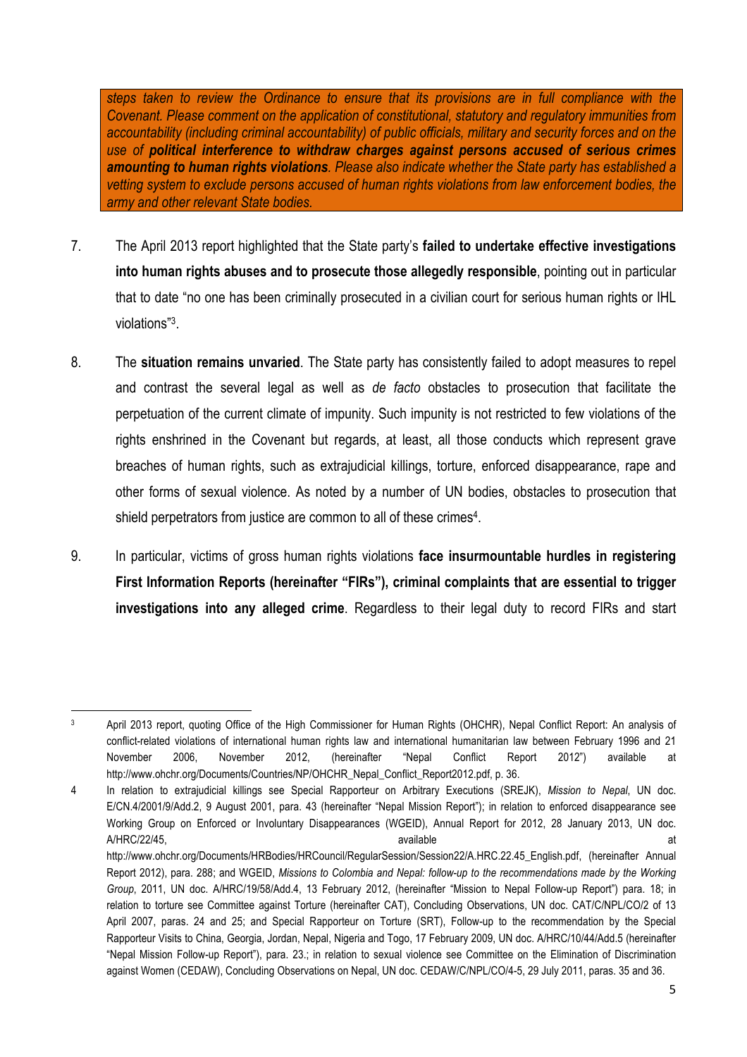*steps taken to review the Ordinance to ensure that its provisions are in full compliance with the Covenant. Please comment on the application of constitutional, statutory and regulatory immunities from accountability (including criminal accountability) of public officials, military and security forces and on the use of* ***political interference to withdraw charges against persons accused of serious crimes amounting to human rights violations****. Please also indicate whether the State party has established a vetting system to exclude persons accused of human rights violations from law enforcement bodies, the army and other relevant State bodies.*

7. The April 2013 report highlighted that the State party's **failed to undertake effective investigations into human rights abuses and to prosecute those allegedly responsible**, pointing out in particular that to date "no one has been criminally prosecuted in a civilian court for serious human rights or IHL violations"[3].

8. The **situation remains unvaried**. The State party has consistently failed to adopt measures to repel and contrast the several legal as well as *de facto* obstacles to prosecution that facilitate the perpetuation of the current climate of impunity. Such impunity is not restricted to few violations of the rights enshrined in the Covenant but regards, at least, all those conducts which represent grave breaches of human rights, such as extrajudicial killings, torture, enforced disappearance, rape and other forms of sexual violence. As noted by a number of UN bodies, obstacles to prosecution that shield perpetrators from justice are common to all of these crimes[4].

9. In particular, victims of gross human rights violations **face insurmountable hurdles in registering First Information Reports (hereinafter "FIRs"), criminal complaints that are essential to trigger investigations into any alleged crime**. Regardless to their legal duty to record FIRs and start

---

[3] April 2013 report, quoting Office of the High Commissioner for Human Rights (OHCHR), Nepal Conflict Report: An analysis of conflict-related violations of international human rights law and international humanitarian law between February 1996 and 21 November 2006, November 2012, (hereinafter "Nepal Conflict Report 2012") available at http://www.ohchr.org/Documents/Countries/NP/OHCHR_Nepal_Conflict_Report2012.pdf, p. 36.

[4] In relation to extrajudicial killings see Special Rapporteur on Arbitrary Executions (SREJK), *Mission to Nepal*, UN doc. E/CN.4/2001/9/Add.2, 9 August 2001, para. 43 (hereinafter "Nepal Mission Report"); in relation to enforced disappearance see Working Group on Enforced or Involuntary Disappearances (WGEID), Annual Report for 2012, 28 January 2013, UN doc. A/HRC/22/45, available at http://www.ohchr.org/Documents/HRBodies/HRCouncil/RegularSession/Session22/A.HRC.22.45_English.pdf, (hereinafter Annual Report 2012), para. 288; and WGEID, *Missions to Colombia and Nepal: follow-up to the recommendations made by the Working Group*, 2011, UN doc. A/HRC/19/58/Add.4, 13 February 2012, (hereinafter "Mission to Nepal Follow-up Report") para. 18; in relation to torture see Committee against Torture (hereinafter CAT), Concluding Observations, UN doc. CAT/C/NPL/CO/2 of 13 April 2007, paras. 24 and 25; and Special Rapporteur on Torture (SRT), Follow-up to the recommendation by the Special Rapporteur Visits to China, Georgia, Jordan, Nepal, Nigeria and Togo, 17 February 2009, UN doc. A/HRC/10/44/Add.5 (hereinafter "Nepal Mission Follow-up Report"), para. 23.; in relation to sexual violence see Committee on the Elimination of Discrimination against Women (CEDAW), Concluding Observations on Nepal, UN doc. CEDAW/C/NPL/CO/4-5, 29 July 2011, paras. 35 and 36.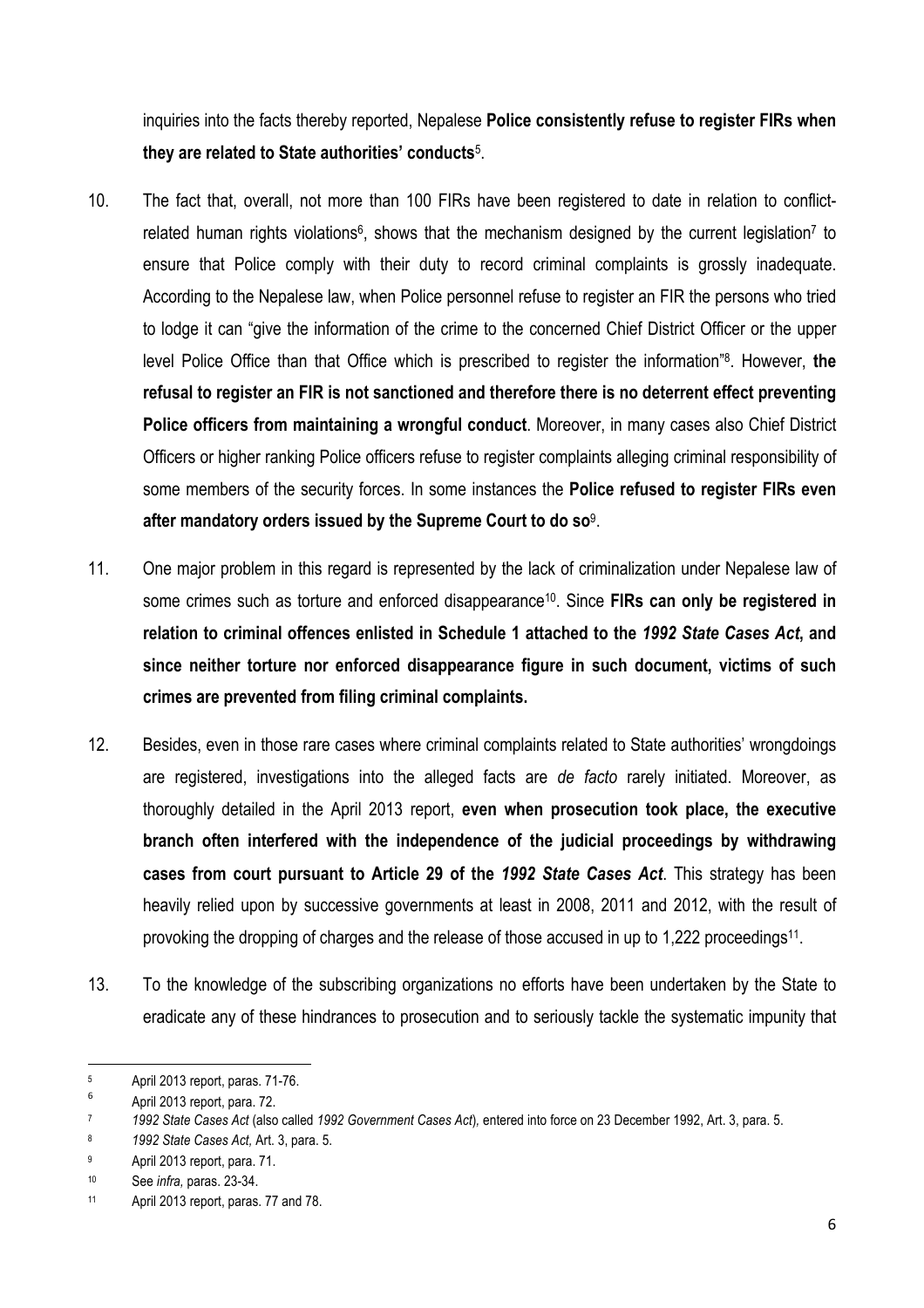inquiries into the facts thereby reported, Nepalese **Police consistently refuse to register FIRs when they are related to State authorities' conducts**[5].

10. The fact that, overall, not more than 100 FIRs have been registered to date in relation to conflict-related human rights violations[6], shows that the mechanism designed by the current legislation[7] to ensure that Police comply with their duty to record criminal complaints is grossly inadequate. According to the Nepalese law, when Police personnel refuse to register an FIR the persons who tried to lodge it can "give the information of the crime to the concerned Chief District Officer or the upper level Police Office than that Office which is prescribed to register the information"[8]. However, **the refusal to register an FIR is not sanctioned and therefore there is no deterrent effect preventing Police officers from maintaining a wrongful conduct**. Moreover, in many cases also Chief District Officers or higher ranking Police officers refuse to register complaints alleging criminal responsibility of some members of the security forces. In some instances the **Police refused to register FIRs even after mandatory orders issued by the Supreme Court to do so**[9].

11. One major problem in this regard is represented by the lack of criminalization under Nepalese law of some crimes such as torture and enforced disappearance[10]. Since **FIRs can only be registered in relation to criminal offences enlisted in Schedule 1 attached to the *1992 State Cases Act*, and since neither torture nor enforced disappearance figure in such document, victims of such crimes are prevented from filing criminal complaints.**

12. Besides, even in those rare cases where criminal complaints related to State authorities' wrongdoings are registered, investigations into the alleged facts are *de facto* rarely initiated. Moreover, as thoroughly detailed in the April 2013 report, **even when prosecution took place, the executive branch often interfered with the independence of the judicial proceedings by withdrawing cases from court pursuant to Article 29 of the *1992 State Cases Act***. This strategy has been heavily relied upon by successive governments at least in 2008, 2011 and 2012, with the result of provoking the dropping of charges and the release of those accused in up to 1,222 proceedings[11].

13. To the knowledge of the subscribing organizations no efforts have been undertaken by the State to eradicate any of these hindrances to prosecution and to seriously tackle the systematic impunity that

---

[5] April 2013 report, paras. 71-76.

[6] April 2013 report, para. 72.

[7] *1992 State Cases Act* (also called *1992 Government Cases Act*), entered into force on 23 December 1992, Art. 3, para. 5.

[8] *1992 State Cases Act,* Art. 3, para. 5.

[9] April 2013 report, para. 71.

[10] See *infra,* paras. 23-34.

[11] April 2013 report, paras. 77 and 78.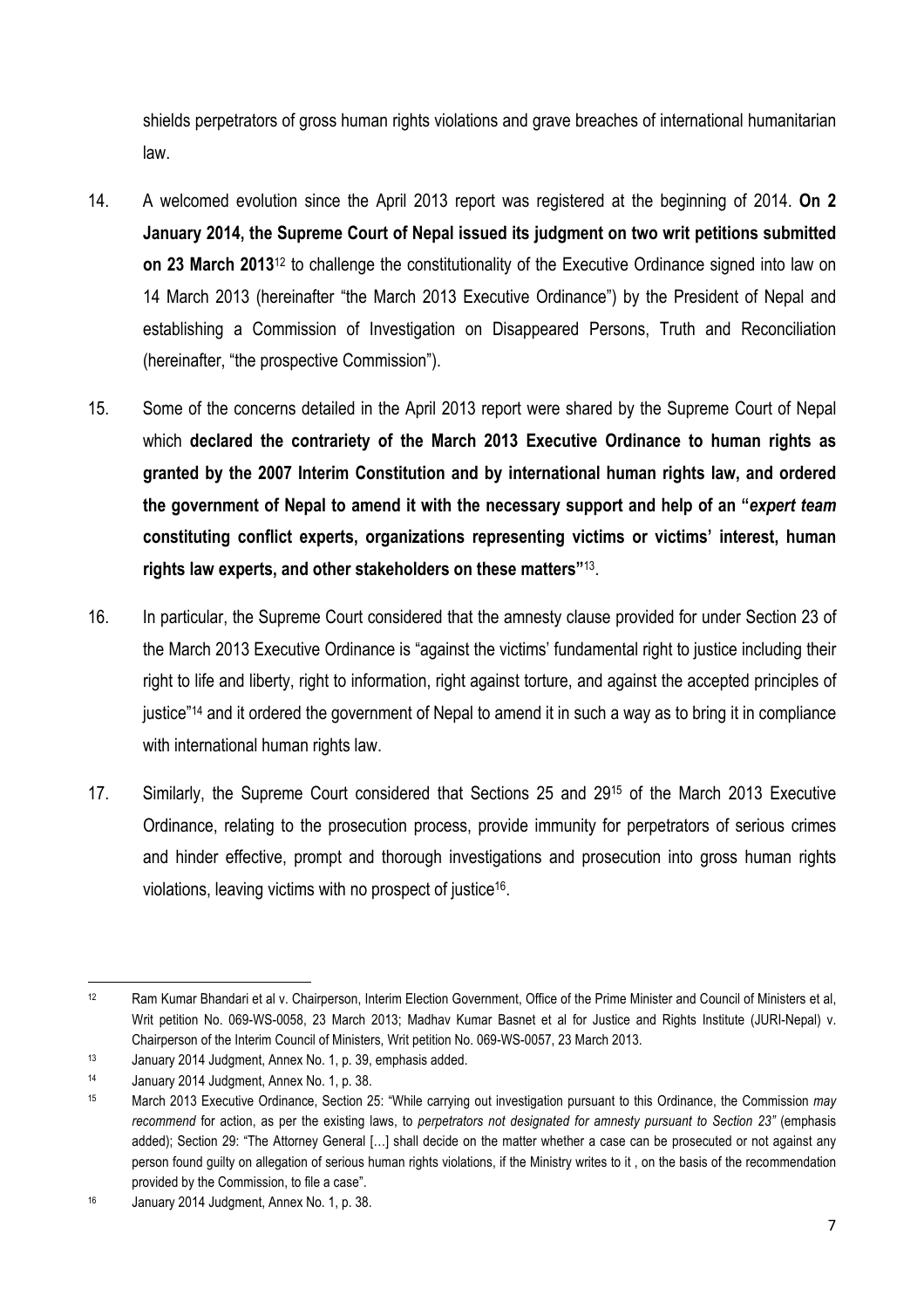shields perpetrators of gross human rights violations and grave breaches of international humanitarian law.

14. A welcomed evolution since the April 2013 report was registered at the beginning of 2014. **On 2 January 2014, the Supreme Court of Nepal issued its judgment on two writ petitions submitted on 23 March 2013**[12] to challenge the constitutionality of the Executive Ordinance signed into law on 14 March 2013 (hereinafter "the March 2013 Executive Ordinance") by the President of Nepal and establishing a Commission of Investigation on Disappeared Persons, Truth and Reconciliation (hereinafter, "the prospective Commission").

15. Some of the concerns detailed in the April 2013 report were shared by the Supreme Court of Nepal which **declared the contrariety of the March 2013 Executive Ordinance to human rights as granted by the 2007 Interim Constitution and by international human rights law, and ordered the government of Nepal to amend it with the necessary support and help of an "*expert team* constituting conflict experts, organizations representing victims or victims' interest, human rights law experts, and other stakeholders on these matters"**[13].

16. In particular, the Supreme Court considered that the amnesty clause provided for under Section 23 of the March 2013 Executive Ordinance is "against the victims' fundamental right to justice including their right to life and liberty, right to information, right against torture, and against the accepted principles of justice"[14] and it ordered the government of Nepal to amend it in such a way as to bring it in compliance with international human rights law.

17. Similarly, the Supreme Court considered that Sections 25 and 29[15] of the March 2013 Executive Ordinance, relating to the prosecution process, provide immunity for perpetrators of serious crimes and hinder effective, prompt and thorough investigations and prosecution into gross human rights violations, leaving victims with no prospect of justice[16].

---

[12] Ram Kumar Bhandari et al v. Chairperson, Interim Election Government, Office of the Prime Minister and Council of Ministers et al, Writ petition No. 069-WS-0058, 23 March 2013; Madhav Kumar Basnet et al for Justice and Rights Institute (JURI-Nepal) v. Chairperson of the Interim Council of Ministers, Writ petition No. 069-WS-0057, 23 March 2013.

[13] January 2014 Judgment, Annex No. 1, p. 39, emphasis added.

[14] January 2014 Judgment, Annex No. 1, p. 38.

[15] March 2013 Executive Ordinance, Section 25: "While carrying out investigation pursuant to this Ordinance, the Commission *may recommend* for action, as per the existing laws, to *perpetrators not designated for amnesty pursuant to Section 23"* (emphasis added); Section 29: "The Attorney General […] shall decide on the matter whether a case can be prosecuted or not against any person found guilty on allegation of serious human rights violations, if the Ministry writes to it , on the basis of the recommendation provided by the Commission, to file a case".

[16] January 2014 Judgment, Annex No. 1, p. 38.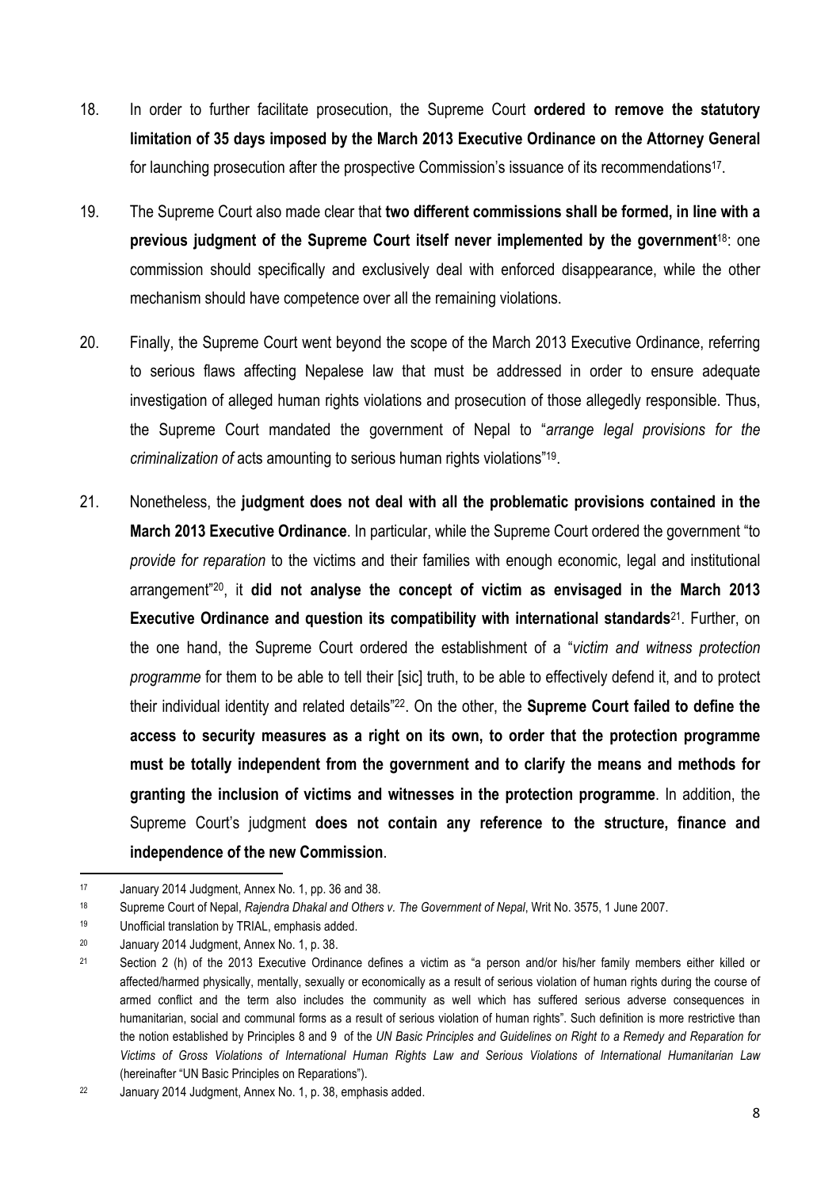18. In order to further facilitate prosecution, the Supreme Court **ordered to remove the statutory limitation of 35 days imposed by the March 2013 Executive Ordinance on the Attorney General** for launching prosecution after the prospective Commission's issuance of its recommendations[17].

19. The Supreme Court also made clear that **two different commissions shall be formed, in line with a previous judgment of the Supreme Court itself never implemented by the government**[18]: one commission should specifically and exclusively deal with enforced disappearance, while the other mechanism should have competence over all the remaining violations.

20. Finally, the Supreme Court went beyond the scope of the March 2013 Executive Ordinance, referring to serious flaws affecting Nepalese law that must be addressed in order to ensure adequate investigation of alleged human rights violations and prosecution of those allegedly responsible. Thus, the Supreme Court mandated the government of Nepal to "*arrange legal provisions for the criminalization of* acts amounting to serious human rights violations"[19].

21. Nonetheless, the **judgment does not deal with all the problematic provisions contained in the March 2013 Executive Ordinance**. In particular, while the Supreme Court ordered the government "to *provide for reparation* to the victims and their families with enough economic, legal and institutional arrangement"[20], it **did not analyse the concept of victim as envisaged in the March 2013 Executive Ordinance and question its compatibility with international standards**[21]. Further, on the one hand, the Supreme Court ordered the establishment of a "*victim and witness protection programme* for them to be able to tell their [sic] truth, to be able to effectively defend it, and to protect their individual identity and related details"[22]. On the other, the **Supreme Court failed to define the access to security measures as a right on its own, to order that the protection programme must be totally independent from the government and to clarify the means and methods for granting the inclusion of victims and witnesses in the protection programme**. In addition, the Supreme Court's judgment **does not contain any reference to the structure, finance and independence of the new Commission**.

---

[17] January 2014 Judgment, Annex No. 1, pp. 36 and 38.

[18] Supreme Court of Nepal, *Rajendra Dhakal and Others v. The Government of Nepal*, Writ No. 3575, 1 June 2007.

[19] Unofficial translation by TRIAL, emphasis added.

[20] January 2014 Judgment, Annex No. 1, p. 38.

[21] Section 2 (h) of the 2013 Executive Ordinance defines a victim as "a person and/or his/her family members either killed or affected/harmed physically, mentally, sexually or economically as a result of serious violation of human rights during the course of armed conflict and the term also includes the community as well which has suffered serious adverse consequences in humanitarian, social and communal forms as a result of serious violation of human rights". Such definition is more restrictive than the notion established by Principles 8 and 9 of the *UN Basic Principles and Guidelines on Right to a Remedy and Reparation for Victims of Gross Violations of International Human Rights Law and Serious Violations of International Humanitarian Law* (hereinafter "UN Basic Principles on Reparations").

[22] January 2014 Judgment, Annex No. 1, p. 38, emphasis added.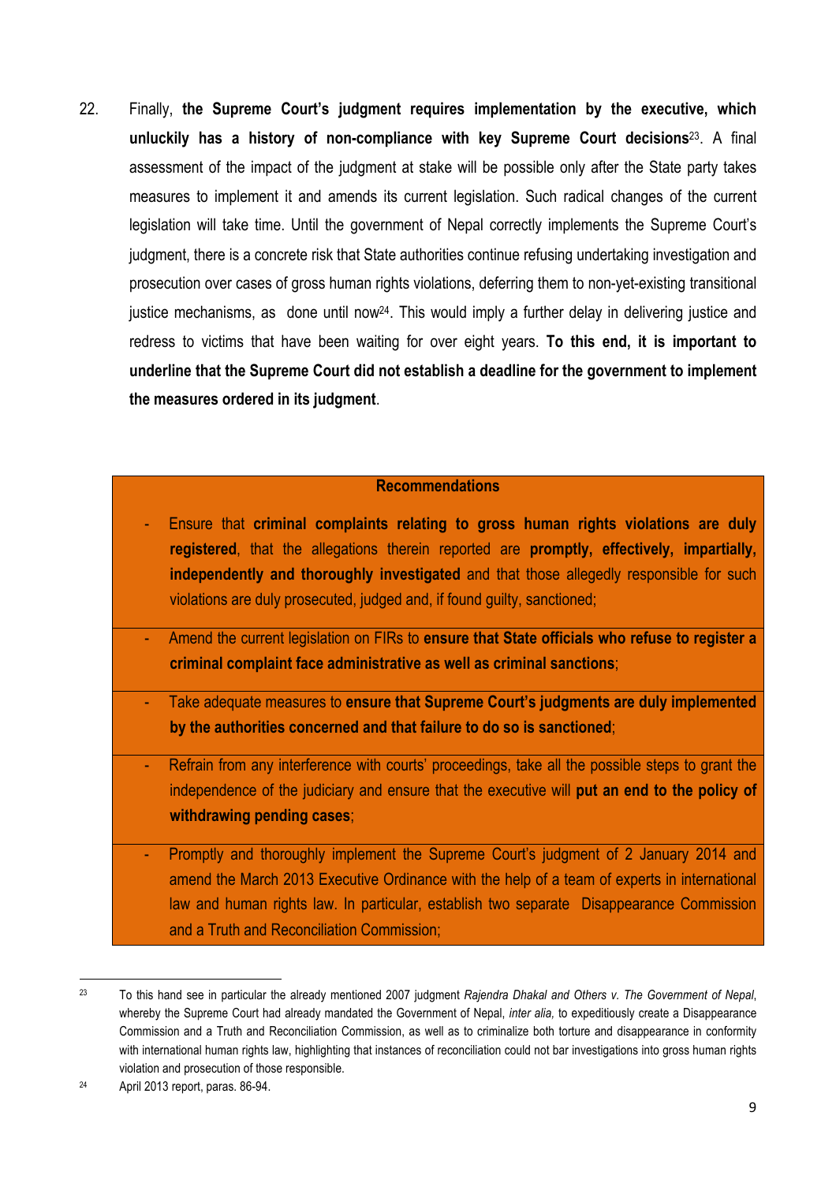22. Finally, **the Supreme Court's judgment requires implementation by the executive, which unluckily has a history of non-compliance with key Supreme Court decisions**[23]. A final assessment of the impact of the judgment at stake will be possible only after the State party takes measures to implement it and amends its current legislation. Such radical changes of the current legislation will take time. Until the government of Nepal correctly implements the Supreme Court's judgment, there is a concrete risk that State authorities continue refusing undertaking investigation and prosecution over cases of gross human rights violations, deferring them to non-yet-existing transitional justice mechanisms, as done until now[24]. This would imply a further delay in delivering justice and redress to victims that have been waiting for over eight years. **To this end, it is important to underline that the Supreme Court did not establish a deadline for the government to implement the measures ordered in its judgment**.

**Recommendations**

- Ensure that **criminal complaints relating to gross human rights violations are duly registered**, that the allegations therein reported are **promptly, effectively, impartially, independently and thoroughly investigated** and that those allegedly responsible for such violations are duly prosecuted, judged and, if found guilty, sanctioned;
- Amend the current legislation on FIRs to **ensure that State officials who refuse to register a criminal complaint face administrative as well as criminal sanctions**;
- Take adequate measures to **ensure that Supreme Court's judgments are duly implemented by the authorities concerned and that failure to do so is sanctioned**;
- Refrain from any interference with courts' proceedings, take all the possible steps to grant the independence of the judiciary and ensure that the executive will **put an end to the policy of withdrawing pending cases**;
- Promptly and thoroughly implement the Supreme Court's judgment of 2 January 2014 and amend the March 2013 Executive Ordinance with the help of a team of experts in international law and human rights law. In particular, establish two separate Disappearance Commission and a Truth and Reconciliation Commission;

---

[23] To this hand see in particular the already mentioned 2007 judgment *Rajendra Dhakal and Others v. The Government of Nepal*, whereby the Supreme Court had already mandated the Government of Nepal, *inter alia*, to expeditiously create a Disappearance Commission and a Truth and Reconciliation Commission, as well as to criminalize both torture and disappearance in conformity with international human rights law, highlighting that instances of reconciliation could not bar investigations into gross human rights violation and prosecution of those responsible.

[24] April 2013 report, paras. 86-94.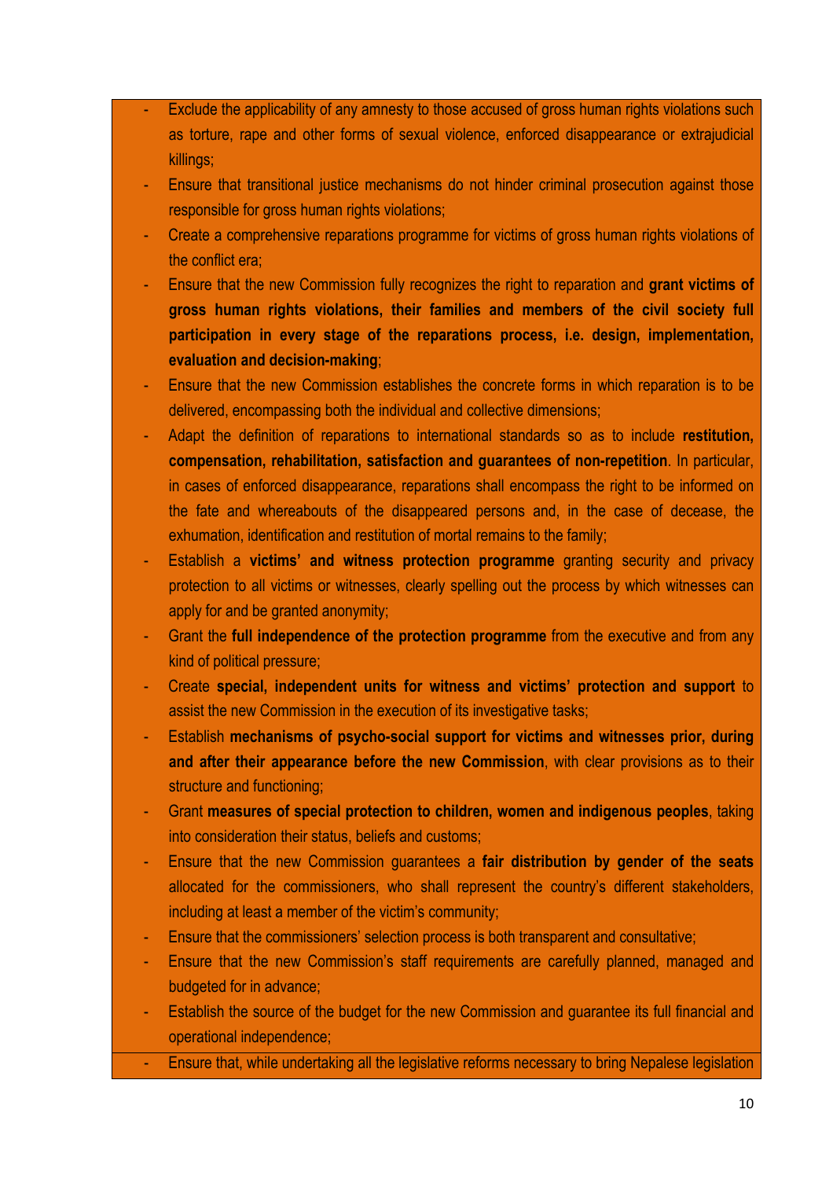- Exclude the applicability of any amnesty to those accused of gross human rights violations such as torture, rape and other forms of sexual violence, enforced disappearance or extrajudicial killings;
- Ensure that transitional justice mechanisms do not hinder criminal prosecution against those responsible for gross human rights violations;
- Create a comprehensive reparations programme for victims of gross human rights violations of the conflict era;
- Ensure that the new Commission fully recognizes the right to reparation and **grant victims of gross human rights violations, their families and members of the civil society full participation in every stage of the reparations process, i.e. design, implementation, evaluation and decision-making**;
- Ensure that the new Commission establishes the concrete forms in which reparation is to be delivered, encompassing both the individual and collective dimensions;
- Adapt the definition of reparations to international standards so as to include **restitution, compensation, rehabilitation, satisfaction and guarantees of non-repetition**. In particular, in cases of enforced disappearance, reparations shall encompass the right to be informed on the fate and whereabouts of the disappeared persons and, in the case of decease, the exhumation, identification and restitution of mortal remains to the family;
- Establish a **victims' and witness protection programme** granting security and privacy protection to all victims or witnesses, clearly spelling out the process by which witnesses can apply for and be granted anonymity;
- Grant the **full independence of the protection programme** from the executive and from any kind of political pressure;
- Create **special, independent units for witness and victims' protection and support** to assist the new Commission in the execution of its investigative tasks;
- Establish **mechanisms of psycho-social support for victims and witnesses prior, during and after their appearance before the new Commission**, with clear provisions as to their structure and functioning;
- Grant **measures of special protection to children, women and indigenous peoples**, taking into consideration their status, beliefs and customs;
- Ensure that the new Commission guarantees a **fair distribution by gender of the seats** allocated for the commissioners, who shall represent the country's different stakeholders, including at least a member of the victim's community;
- Ensure that the commissioners' selection process is both transparent and consultative;
- Ensure that the new Commission's staff requirements are carefully planned, managed and budgeted for in advance;
- Establish the source of the budget for the new Commission and guarantee its full financial and operational independence;
- Ensure that, while undertaking all the legislative reforms necessary to bring Nepalese legislation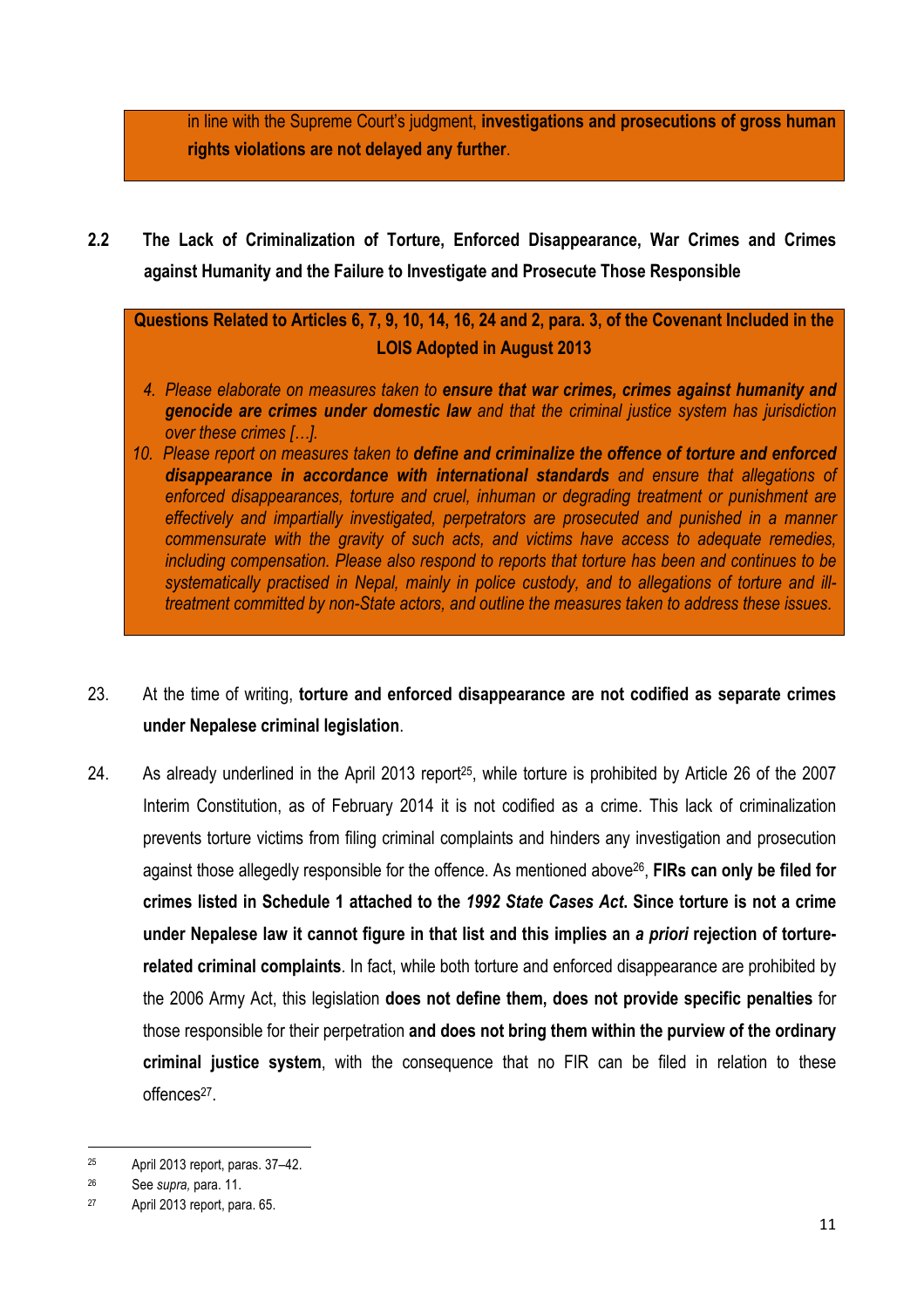in line with the Supreme Court's judgment, **investigations and prosecutions of gross human rights violations are not delayed any further**.

## 2.2 The Lack of Criminalization of Torture, Enforced Disappearance, War Crimes and Crimes against Humanity and the Failure to Investigate and Prosecute Those Responsible

**Questions Related to Articles 6, 7, 9, 10, 14, 16, 24 and 2, para. 3, of the Covenant Included in the LOIS Adopted in August 2013**

4. *Please elaborate on measures taken to* ***ensure that war crimes, crimes against humanity and genocide are crimes under domestic law*** *and that the criminal justice system has jurisdiction over these crimes […].*

10. *Please report on measures taken to* ***define and criminalize the offence of torture and enforced disappearance in accordance with international standards*** *and ensure that allegations of enforced disappearances, torture and cruel, inhuman or degrading treatment or punishment are effectively and impartially investigated, perpetrators are prosecuted and punished in a manner commensurate with the gravity of such acts, and victims have access to adequate remedies, including compensation. Please also respond to reports that torture has been and continues to be systematically practised in Nepal, mainly in police custody, and to allegations of torture and ill-treatment committed by non-State actors, and outline the measures taken to address these issues.*

23. At the time of writing, **torture and enforced disappearance are not codified as separate crimes under Nepalese criminal legislation**.

24. As already underlined in the April 2013 report[25], while torture is prohibited by Article 26 of the 2007 Interim Constitution, as of February 2014 it is not codified as a crime. This lack of criminalization prevents torture victims from filing criminal complaints and hinders any investigation and prosecution against those allegedly responsible for the offence. As mentioned above[26], **FIRs can only be filed for crimes listed in Schedule 1 attached to the *1992 State Cases Act*. Since torture is not a crime under Nepalese law it cannot figure in that list and this implies an *a priori* rejection of torture-related criminal complaints**. In fact, while both torture and enforced disappearance are prohibited by the 2006 Army Act, this legislation **does not define them, does not provide specific penalties** for those responsible for their perpetration **and does not bring them within the purview of the ordinary criminal justice system**, with the consequence that no FIR can be filed in relation to these offences[27].

---

[25] April 2013 report, paras. 37–42.

[26] See *supra*, para. 11.

[27] April 2013 report, para. 65.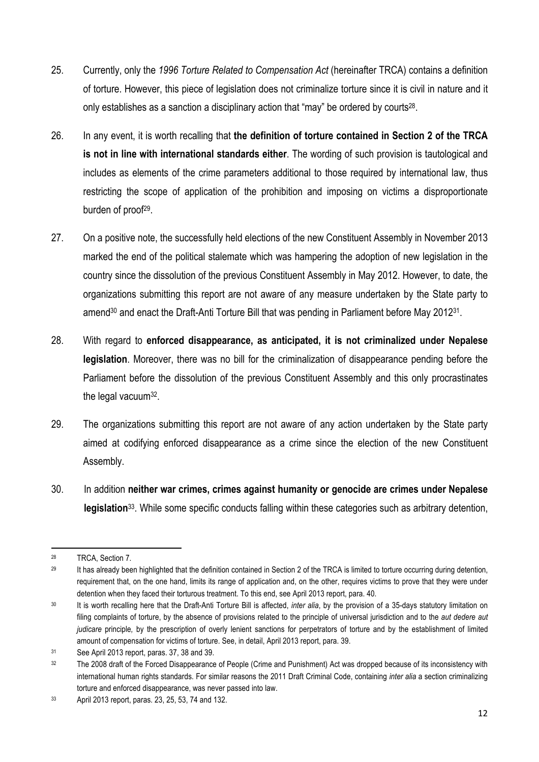25. Currently, only the *1996 Torture Related to Compensation Act* (hereinafter TRCA) contains a definition of torture. However, this piece of legislation does not criminalize torture since it is civil in nature and it only establishes as a sanction a disciplinary action that "may" be ordered by courts[28].

26. In any event, it is worth recalling that **the definition of torture contained in Section 2 of the TRCA is not in line with international standards either**. The wording of such provision is tautological and includes as elements of the crime parameters additional to those required by international law, thus restricting the scope of application of the prohibition and imposing on victims a disproportionate burden of proof[29].

27. On a positive note, the successfully held elections of the new Constituent Assembly in November 2013 marked the end of the political stalemate which was hampering the adoption of new legislation in the country since the dissolution of the previous Constituent Assembly in May 2012. However, to date, the organizations submitting this report are not aware of any measure undertaken by the State party to amend[30] and enact the Draft-Anti Torture Bill that was pending in Parliament before May 2012[31].

28. With regard to **enforced disappearance, as anticipated, it is not criminalized under Nepalese legislation**. Moreover, there was no bill for the criminalization of disappearance pending before the Parliament before the dissolution of the previous Constituent Assembly and this only procrastinates the legal vacuum[32].

29. The organizations submitting this report are not aware of any action undertaken by the State party aimed at codifying enforced disappearance as a crime since the election of the new Constituent Assembly.

30. In addition **neither war crimes, crimes against humanity or genocide are crimes under Nepalese legislation**[33]. While some specific conducts falling within these categories such as arbitrary detention,

---

[28] TRCA, Section 7.

[29] It has already been highlighted that the definition contained in Section 2 of the TRCA is limited to torture occurring during detention, requirement that, on the one hand, limits its range of application and, on the other, requires victims to prove that they were under detention when they faced their torturous treatment. To this end, see April 2013 report, para. 40.

[30] It is worth recalling here that the Draft-Anti Torture Bill is affected, *inter alia*, by the provision of a 35-days statutory limitation on filing complaints of torture, by the absence of provisions related to the principle of universal jurisdiction and to the *aut dedere aut judicare* principle, by the prescription of overly lenient sanctions for perpetrators of torture and by the establishment of limited amount of compensation for victims of torture. See, in detail, April 2013 report, para. 39.

[31] See April 2013 report, paras. 37, 38 and 39.

[32] The 2008 draft of the Forced Disappearance of People (Crime and Punishment) Act was dropped because of its inconsistency with international human rights standards. For similar reasons the 2011 Draft Criminal Code, containing *inter alia* a section criminalizing torture and enforced disappearance, was never passed into law.

[33] April 2013 report, paras. 23, 25, 53, 74 and 132.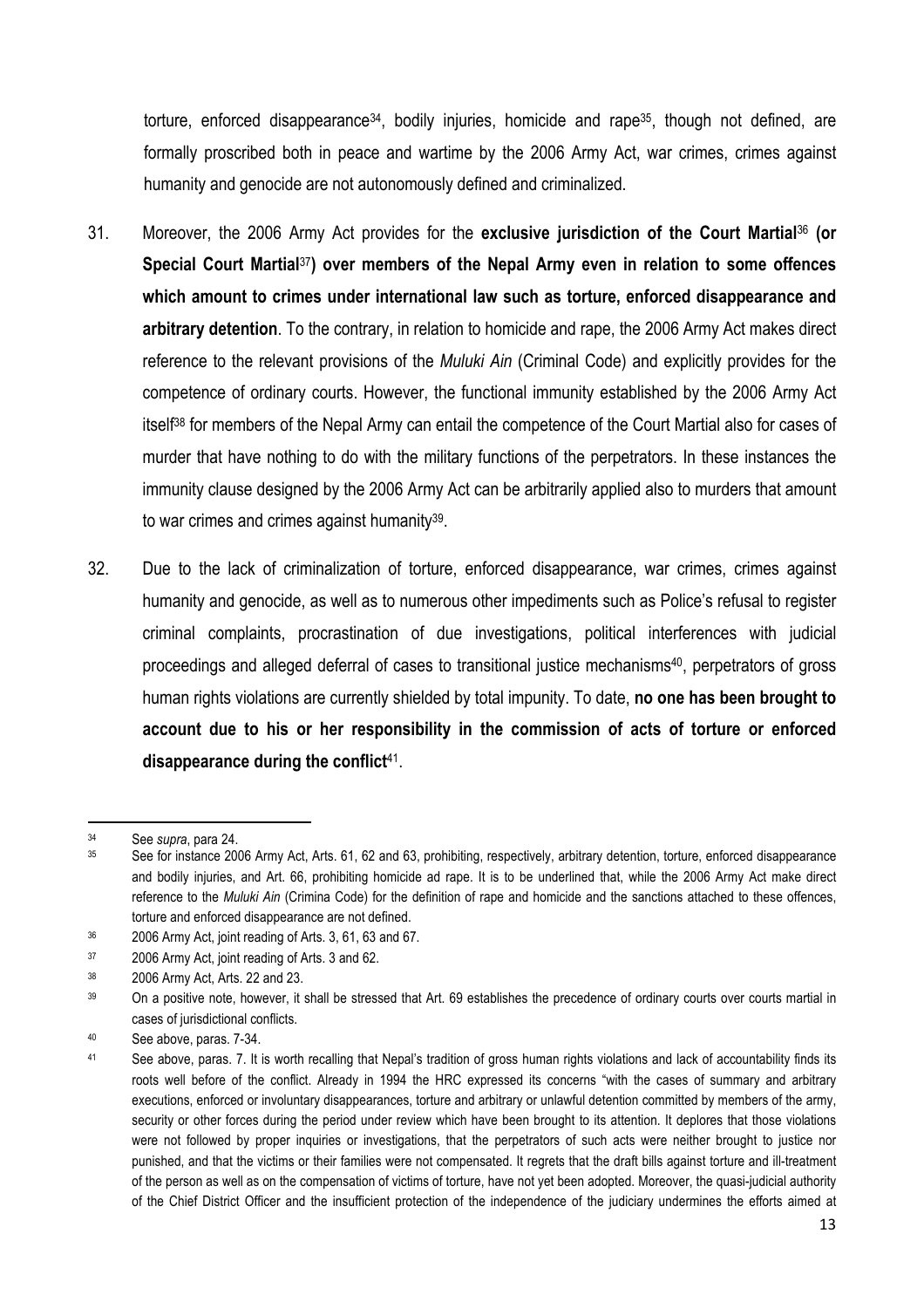torture, enforced disappearance[34], bodily injuries, homicide and rape[35], though not defined, are formally proscribed both in peace and wartime by the 2006 Army Act, war crimes, crimes against humanity and genocide are not autonomously defined and criminalized.

31. Moreover, the 2006 Army Act provides for the **exclusive jurisdiction of the Court Martial**[36] **(or Special Court Martial**[37]**) over members of the Nepal Army even in relation to some offences which amount to crimes under international law such as torture, enforced disappearance and arbitrary detention**. To the contrary, in relation to homicide and rape, the 2006 Army Act makes direct reference to the relevant provisions of the *Muluki Ain* (Criminal Code) and explicitly provides for the competence of ordinary courts. However, the functional immunity established by the 2006 Army Act itself[38] for members of the Nepal Army can entail the competence of the Court Martial also for cases of murder that have nothing to do with the military functions of the perpetrators. In these instances the immunity clause designed by the 2006 Army Act can be arbitrarily applied also to murders that amount to war crimes and crimes against humanity[39].

32. Due to the lack of criminalization of torture, enforced disappearance, war crimes, crimes against humanity and genocide, as well as to numerous other impediments such as Police's refusal to register criminal complaints, procrastination of due investigations, political interferences with judicial proceedings and alleged deferral of cases to transitional justice mechanisms[40], perpetrators of gross human rights violations are currently shielded by total impunity. To date, **no one has been brought to account due to his or her responsibility in the commission of acts of torture or enforced disappearance during the conflict**[41].

---

[34] See *supra*, para 24.

[35] See for instance 2006 Army Act, Arts. 61, 62 and 63, prohibiting, respectively, arbitrary detention, torture, enforced disappearance and bodily injuries, and Art. 66, prohibiting homicide ad rape. It is to be underlined that, while the 2006 Army Act make direct reference to the *Muluki Ain* (Crimina Code) for the definition of rape and homicide and the sanctions attached to these offences, torture and enforced disappearance are not defined.

[36] 2006 Army Act, joint reading of Arts. 3, 61, 63 and 67.

[37] 2006 Army Act, joint reading of Arts. 3 and 62.

[38] 2006 Army Act, Arts. 22 and 23.

[39] On a positive note, however, it shall be stressed that Art. 69 establishes the precedence of ordinary courts over courts martial in cases of jurisdictional conflicts.

[40] See above, paras. 7-34.

[41] See above, paras. 7. It is worth recalling that Nepal's tradition of gross human rights violations and lack of accountability finds its roots well before of the conflict. Already in 1994 the HRC expressed its concerns "with the cases of summary and arbitrary executions, enforced or involuntary disappearances, torture and arbitrary or unlawful detention committed by members of the army, security or other forces during the period under review which have been brought to its attention. It deplores that those violations were not followed by proper inquiries or investigations, that the perpetrators of such acts were neither brought to justice nor punished, and that the victims or their families were not compensated. It regrets that the draft bills against torture and ill-treatment of the person as well as on the compensation of victims of torture, have not yet been adopted. Moreover, the quasi-judicial authority of the Chief District Officer and the insufficient protection of the independence of the judiciary undermines the efforts aimed at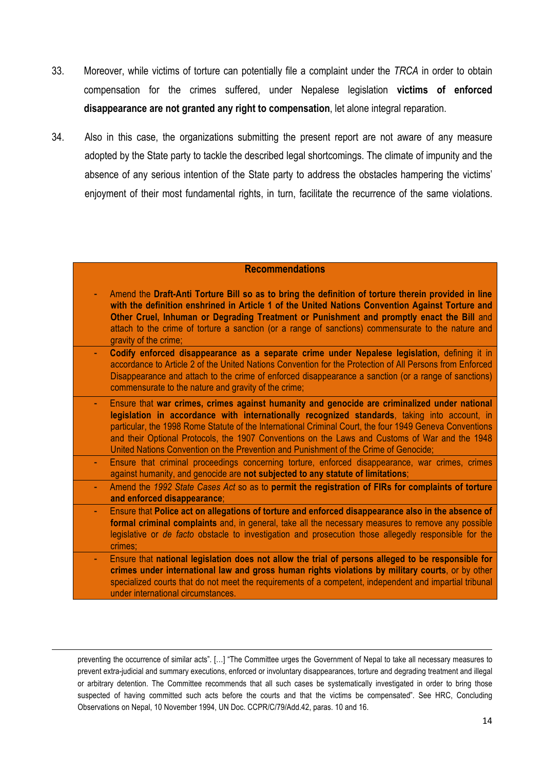33. Moreover, while victims of torture can potentially file a complaint under the *TRCA* in order to obtain compensation for the crimes suffered, under Nepalese legislation **victims of enforced disappearance are not granted any right to compensation**, let alone integral reparation.

34. Also in this case, the organizations submitting the present report are not aware of any measure adopted by the State party to tackle the described legal shortcomings. The climate of impunity and the absence of any serious intention of the State party to address the obstacles hampering the victims' enjoyment of their most fundamental rights, in turn, facilitate the recurrence of the same violations.

| **Recommendations** |
|---|
| - Amend the **Draft-Anti Torture Bill so as to bring the definition of torture therein provided in line with the definition enshrined in Article 1 of the United Nations Convention Against Torture and Other Cruel, Inhuman or Degrading Treatment or Punishment and promptly enact the Bill** and attach to the crime of torture a sanction (or a range of sanctions) commensurate to the nature and gravity of the crime; |
| - **Codify enforced disappearance as a separate crime under Nepalese legislation,** defining it in accordance to Article 2 of the United Nations Convention for the Protection of All Persons from Enforced Disappearance and attach to the crime of enforced disappearance a sanction (or a range of sanctions) commensurate to the nature and gravity of the crime; |
| - Ensure that **war crimes, crimes against humanity and genocide are criminalized under national legislation in accordance with internationally recognized standards**, taking into account, in particular, the 1998 Rome Statute of the International Criminal Court, the four 1949 Geneva Conventions and their Optional Protocols, the 1907 Conventions on the Laws and Customs of War and the 1948 United Nations Convention on the Prevention and Punishment of the Crime of Genocide; |
| - Ensure that criminal proceedings concerning torture, enforced disappearance, war crimes, crimes against humanity, and genocide are **not subjected to any statute of limitations**; |
| - Amend the *1992 State Cases Act* so as to **permit the registration of FIRs for complaints of torture and enforced disappearance**; |
| - Ensure that **Police act on allegations of torture and enforced disappearance also in the absence of formal criminal complaints** and, in general, take all the necessary measures to remove any possible legislative or *de facto* obstacle to investigation and prosecution those allegedly responsible for the crimes; |
| - Ensure that **national legislation does not allow the trial of persons alleged to be responsible for crimes under international law and gross human rights violations by military courts**, or by other specialized courts that do not meet the requirements of a competent, independent and impartial tribunal under international circumstances. |

preventing the occurrence of similar acts". […] "The Committee urges the Government of Nepal to take all necessary measures to prevent extra-judicial and summary executions, enforced or involuntary disappearances, torture and degrading treatment and illegal or arbitrary detention. The Committee recommends that all such cases be systematically investigated in order to bring those suspected of having committed such acts before the courts and that the victims be compensated". See HRC, Concluding Observations on Nepal, 10 November 1994, UN Doc. CCPR/C/79/Add.42, paras. 10 and 16.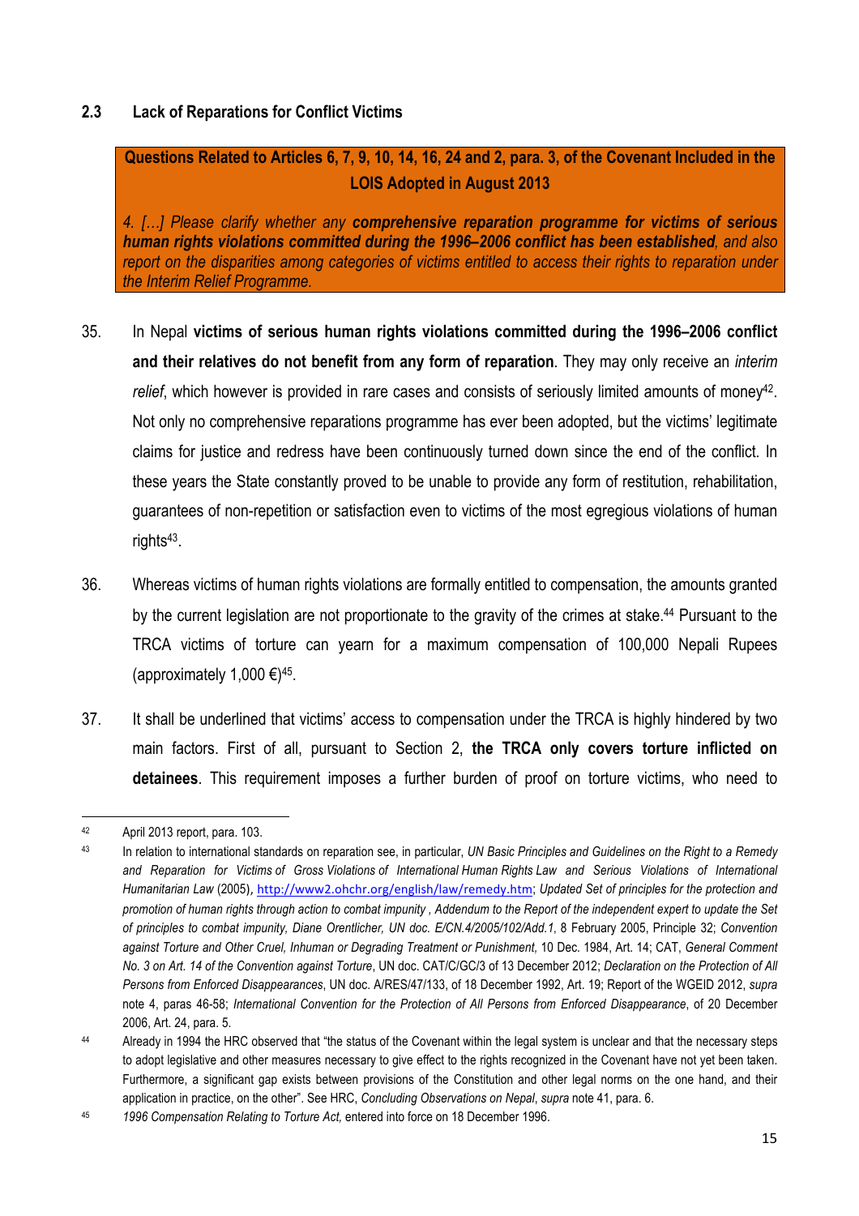### 2.3 Lack of Reparations for Conflict Victims

> **Questions Related to Articles 6, 7, 9, 10, 14, 16, 24 and 2, para. 3, of the Covenant Included in the LOIS Adopted in August 2013**
>
> *4. […] Please clarify whether any **comprehensive reparation programme for victims of serious human rights violations committed during the 1996–2006 conflict has been established**, and also report on the disparities among categories of victims entitled to access their rights to reparation under the Interim Relief Programme.*

35. In Nepal **victims of serious human rights violations committed during the 1996–2006 conflict and their relatives do not benefit from any form of reparation**. They may only receive an *interim relief*, which however is provided in rare cases and consists of seriously limited amounts of money[42]. Not only no comprehensive reparations programme has ever been adopted, but the victims' legitimate claims for justice and redress have been continuously turned down since the end of the conflict. In these years the State constantly proved to be unable to provide any form of restitution, rehabilitation, guarantees of non-repetition or satisfaction even to victims of the most egregious violations of human rights[43].

36. Whereas victims of human rights violations are formally entitled to compensation, the amounts granted by the current legislation are not proportionate to the gravity of the crimes at stake.[44] Pursuant to the TRCA victims of torture can yearn for a maximum compensation of 100,000 Nepali Rupees (approximately 1,000 €)[45].

37. It shall be underlined that victims' access to compensation under the TRCA is highly hindered by two main factors. First of all, pursuant to Section 2, **the TRCA only covers torture inflicted on detainees**. This requirement imposes a further burden of proof on torture victims, who need to

---

[42] April 2013 report, para. 103.

[43] In relation to international standards on reparation see, in particular, *UN Basic Principles and Guidelines on the Right to a Remedy and Reparation for Victims of Gross Violations of International Human Rights Law and Serious Violations of International Humanitarian Law* (2005), http://www2.ohchr.org/english/law/remedy.htm; *Updated Set of principles for the protection and promotion of human rights through action to combat impunity , Addendum to the Report of the independent expert to update the Set of principles to combat impunity, Diane Orentlicher, UN doc. E/CN.4/2005/102/Add.1*, 8 February 2005, Principle 32; *Convention against Torture and Other Cruel, Inhuman or Degrading Treatment or Punishment,* 10 Dec. 1984, Art. 14; CAT, *General Comment No. 3 on Art. 14 of the Convention against Torture*, UN doc. CAT/C/GC/3 of 13 December 2012; *Declaration on the Protection of All Persons from Enforced Disappearances*, UN doc. A/RES/47/133, of 18 December 1992, Art. 19; Report of the WGEID 2012, *supra* note 4, paras 46-58; *International Convention for the Protection of All Persons from Enforced Disappearance*, of 20 December 2006, Art. 24, para. 5.

[44] Already in 1994 the HRC observed that "the status of the Covenant within the legal system is unclear and that the necessary steps to adopt legislative and other measures necessary to give effect to the rights recognized in the Covenant have not yet been taken. Furthermore, a significant gap exists between provisions of the Constitution and other legal norms on the one hand, and their application in practice, on the other". See HRC, *Concluding Observations on Nepal*, *supra* note 41, para. 6.

[45] *1996 Compensation Relating to Torture Act,* entered into force on 18 December 1996.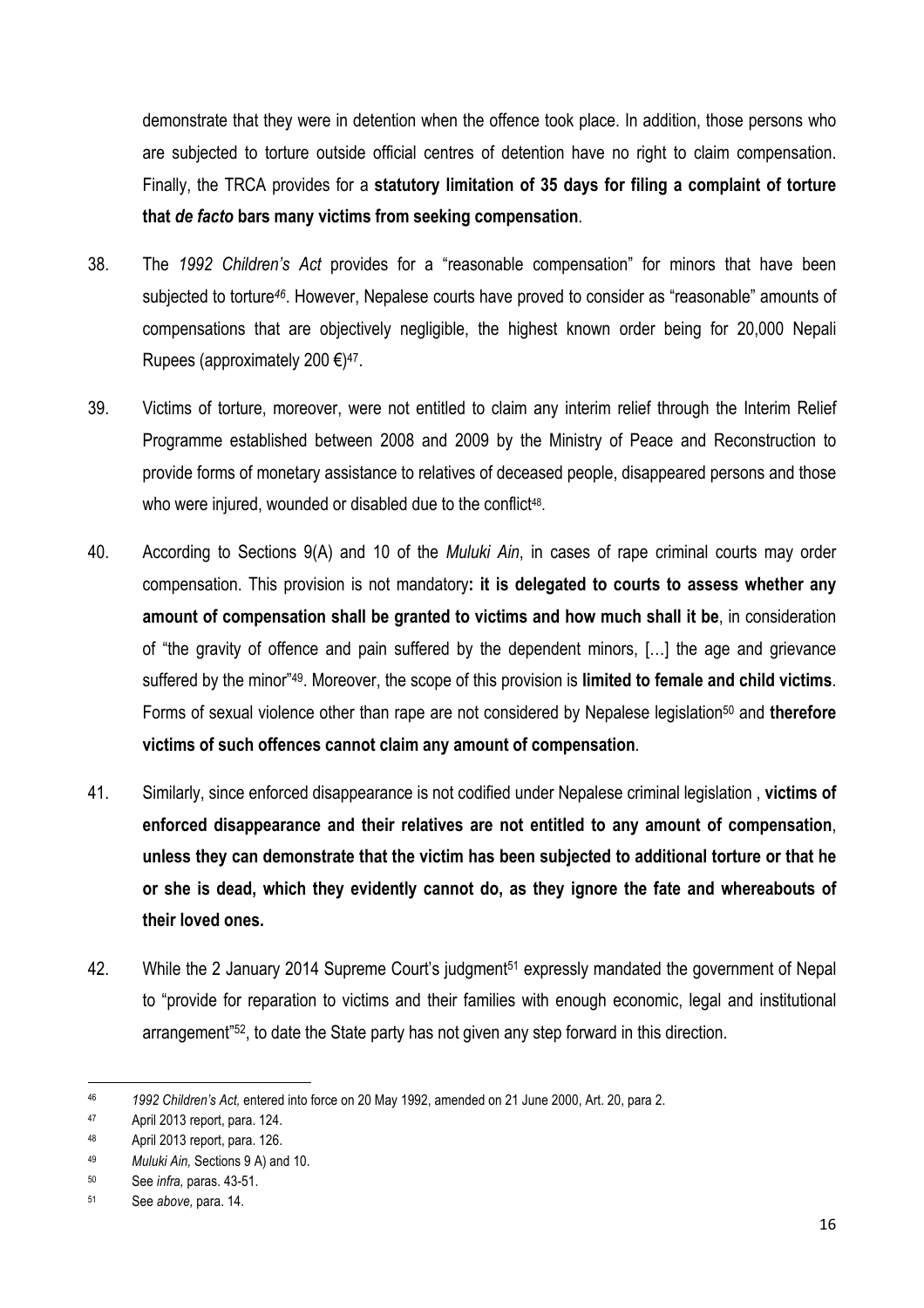demonstrate that they were in detention when the offence took place. In addition, those persons who are subjected to torture outside official centres of detention have no right to claim compensation. Finally, the TRCA provides for a **statutory limitation of 35 days for filing a complaint of torture that *de facto* bars many victims from seeking compensation**.

38. The *1992 Children's Act* provides for a "reasonable compensation" for minors that have been subjected to torture[46]. However, Nepalese courts have proved to consider as "reasonable" amounts of compensations that are objectively negligible, the highest known order being for 20,000 Nepali Rupees (approximately 200 €)[47].

39. Victims of torture, moreover, were not entitled to claim any interim relief through the Interim Relief Programme established between 2008 and 2009 by the Ministry of Peace and Reconstruction to provide forms of monetary assistance to relatives of deceased people, disappeared persons and those who were injured, wounded or disabled due to the conflict[48].

40. According to Sections 9(A) and 10 of the *Muluki Ain*, in cases of rape criminal courts may order compensation. This provision is not mandatory**: it is delegated to courts to assess whether any amount of compensation shall be granted to victims and how much shall it be**, in consideration of "the gravity of offence and pain suffered by the dependent minors, […] the age and grievance suffered by the minor"[49]. Moreover, the scope of this provision is **limited to female and child victims**. Forms of sexual violence other than rape are not considered by Nepalese legislation[50] and **therefore victims of such offences cannot claim any amount of compensation**.

41. Similarly, since enforced disappearance is not codified under Nepalese criminal legislation , **victims of enforced disappearance and their relatives are not entitled to any amount of compensation, unless they can demonstrate that the victim has been subjected to additional torture or that he or she is dead, which they evidently cannot do, as they ignore the fate and whereabouts of their loved ones.**

42. While the 2 January 2014 Supreme Court's judgment[51] expressly mandated the government of Nepal to "provide for reparation to victims and their families with enough economic, legal and institutional arrangement"[52], to date the State party has not given any step forward in this direction.

---

[46] *1992 Children's Act,* entered into force on 20 May 1992, amended on 21 June 2000, Art. 20, para 2.

[47] April 2013 report, para. 124.

[48] April 2013 report, para. 126.

[49] *Muluki Ain,* Sections 9 A) and 10.

[50] See *infra,* paras. 43-51.

[51] See *above,* para. 14.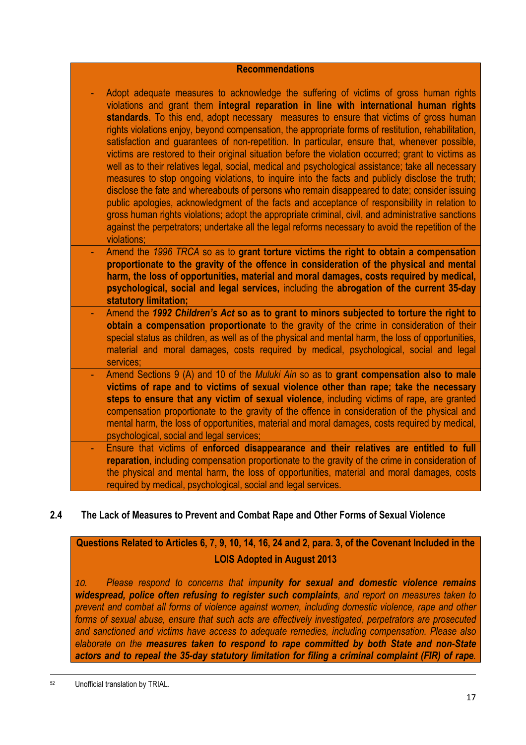**Recommendations**

- Adopt adequate measures to acknowledge the suffering of victims of gross human rights violations and grant them **integral reparation in line with international human rights standards**. To this end, adopt necessary measures to ensure that victims of gross human rights violations enjoy, beyond compensation, the appropriate forms of restitution, rehabilitation, satisfaction and guarantees of non-repetition. In particular, ensure that, whenever possible, victims are restored to their original situation before the violation occurred; grant to victims as well as to their relatives legal, social, medical and psychological assistance; take all necessary measures to stop ongoing violations, to inquire into the facts and publicly disclose the truth; disclose the fate and whereabouts of persons who remain disappeared to date; consider issuing public apologies, acknowledgment of the facts and acceptance of responsibility in relation to gross human rights violations; adopt the appropriate criminal, civil, and administrative sanctions against the perpetrators; undertake all the legal reforms necessary to avoid the repetition of the violations;
- Amend the *1996 TRCA* so as to **grant torture victims the right to obtain a compensation proportionate to the gravity of the offence in consideration of the physical and mental harm, the loss of opportunities, material and moral damages, costs required by medical, psychological, social and legal services,** including the **abrogation of the current 35-day statutory limitation;**
- Amend the ***1992 Children's Act*** **so as to grant to minors subjected to torture the right to obtain a compensation proportionate** to the gravity of the crime in consideration of their special status as children, as well as of the physical and mental harm, the loss of opportunities, material and moral damages, costs required by medical, psychological, social and legal services;
- Amend Sections 9 (A) and 10 of the *Muluki Ain* so as to **grant compensation also to male victims of rape and to victims of sexual violence other than rape; take the necessary steps to ensure that any victim of sexual violence**, including victims of rape, are granted compensation proportionate to the gravity of the offence in consideration of the physical and mental harm, the loss of opportunities, material and moral damages, costs required by medical, psychological, social and legal services;
- Ensure that victims of **enforced disappearance and their relatives are entitled to full reparation**, including compensation proportionate to the gravity of the crime in consideration of the physical and mental harm, the loss of opportunities, material and moral damages, costs required by medical, psychological, social and legal services.

## 2.4 The Lack of Measures to Prevent and Combat Rape and Other Forms of Sexual Violence

**Questions Related to Articles 6, 7, 9, 10, 14, 16, 24 and 2, para. 3, of the Covenant Included in the LOIS Adopted in August 2013**

*10. Please respond to concerns that imp**unity for sexual and domestic violence remains widespread, police often refusing to register such complaints**, and report on measures taken to prevent and combat all forms of violence against women, including domestic violence, rape and other forms of sexual abuse, ensure that such acts are effectively investigated, perpetrators are prosecuted and sanctioned and victims have access to adequate remedies, including compensation. Please also elaborate on the **measures taken to respond to rape committed by both State and non-State actors and to repeal the 35-day statutory limitation for filing a criminal complaint (FIR) of rape**.*

[52] Unofficial translation by TRIAL.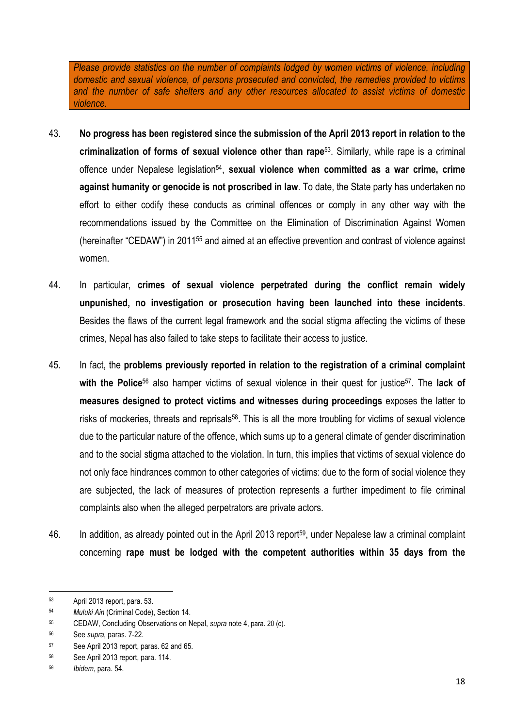*Please provide statistics on the number of complaints lodged by women victims of violence, including domestic and sexual violence, of persons prosecuted and convicted, the remedies provided to victims and the number of safe shelters and any other resources allocated to assist victims of domestic violence.*

43. **No progress has been registered since the submission of the April 2013 report in relation to the criminalization of forms of sexual violence other than rape**[53]. Similarly, while rape is a criminal offence under Nepalese legislation[54], **sexual violence when committed as a war crime, crime against humanity or genocide is not proscribed in law**. To date, the State party has undertaken no effort to either codify these conducts as criminal offences or comply in any other way with the recommendations issued by the Committee on the Elimination of Discrimination Against Women (hereinafter "CEDAW") in 2011[55] and aimed at an effective prevention and contrast of violence against women.

44. In particular, **crimes of sexual violence perpetrated during the conflict remain widely unpunished, no investigation or prosecution having been launched into these incidents**. Besides the flaws of the current legal framework and the social stigma affecting the victims of these crimes, Nepal has also failed to take steps to facilitate their access to justice.

45. In fact, the **problems previously reported in relation to the registration of a criminal complaint with the Police**[56] also hamper victims of sexual violence in their quest for justice[57]. The **lack of measures designed to protect victims and witnesses during proceedings** exposes the latter to risks of mockeries, threats and reprisals[58]. This is all the more troubling for victims of sexual violence due to the particular nature of the offence, which sums up to a general climate of gender discrimination and to the social stigma attached to the violation. In turn, this implies that victims of sexual violence do not only face hindrances common to other categories of victims: due to the form of social violence they are subjected, the lack of measures of protection represents a further impediment to file criminal complaints also when the alleged perpetrators are private actors.

46. In addition, as already pointed out in the April 2013 report[59], under Nepalese law a criminal complaint concerning **rape must be lodged with the competent authorities within 35 days from the**

---

[53] April 2013 report, para. 53.

[54] *Muluki Ain* (Criminal Code), Section 14.

[55] CEDAW, Concluding Observations on Nepal, *supra* note 4, para. 20 (c).

[56] See *supra,* paras. 7-22.

[57] See April 2013 report, paras. 62 and 65.

[58] See April 2013 report, para. 114.

[59] *Ibidem*, para. 54.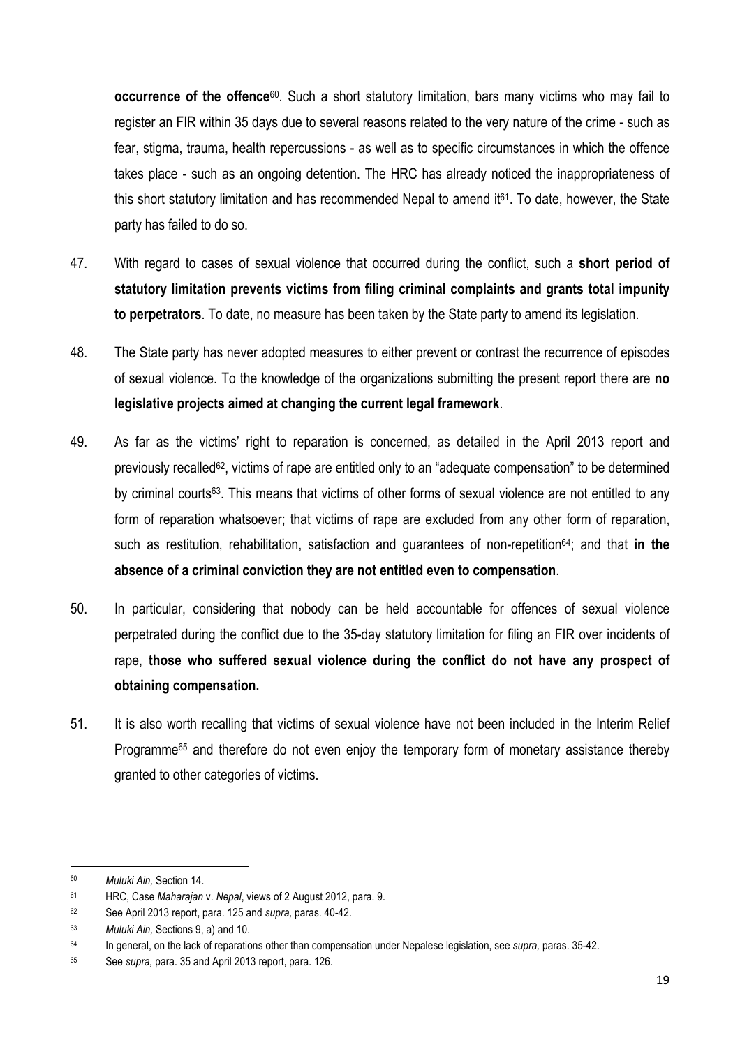**occurrence of the offence**[60]. Such a short statutory limitation, bars many victims who may fail to register an FIR within 35 days due to several reasons related to the very nature of the crime - such as fear, stigma, trauma, health repercussions - as well as to specific circumstances in which the offence takes place - such as an ongoing detention. The HRC has already noticed the inappropriateness of this short statutory limitation and has recommended Nepal to amend it[61]. To date, however, the State party has failed to do so.

47. With regard to cases of sexual violence that occurred during the conflict, such a **short period of statutory limitation prevents victims from filing criminal complaints and grants total impunity to perpetrators**. To date, no measure has been taken by the State party to amend its legislation.

48. The State party has never adopted measures to either prevent or contrast the recurrence of episodes of sexual violence. To the knowledge of the organizations submitting the present report there are **no legislative projects aimed at changing the current legal framework**.

49. As far as the victims' right to reparation is concerned, as detailed in the April 2013 report and previously recalled[62], victims of rape are entitled only to an "adequate compensation" to be determined by criminal courts[63]. This means that victims of other forms of sexual violence are not entitled to any form of reparation whatsoever; that victims of rape are excluded from any other form of reparation, such as restitution, rehabilitation, satisfaction and guarantees of non-repetition[64]; and that **in the absence of a criminal conviction they are not entitled even to compensation**.

50. In particular, considering that nobody can be held accountable for offences of sexual violence perpetrated during the conflict due to the 35-day statutory limitation for filing an FIR over incidents of rape, **those who suffered sexual violence during the conflict do not have any prospect of obtaining compensation.**

51. It is also worth recalling that victims of sexual violence have not been included in the Interim Relief Programme[65] and therefore do not even enjoy the temporary form of monetary assistance thereby granted to other categories of victims.

---

[60] *Muluki Ain,* Section 14.

[61] HRC, Case *Maharajan* v. *Nepal*, views of 2 August 2012, para. 9.

[62] See April 2013 report, para. 125 and *supra,* paras. 40-42.

[63] *Muluki Ain,* Sections 9, a) and 10.

[64] In general, on the lack of reparations other than compensation under Nepalese legislation, see *supra,* paras. 35-42.

[65] See *supra,* para. 35 and April 2013 report, para. 126.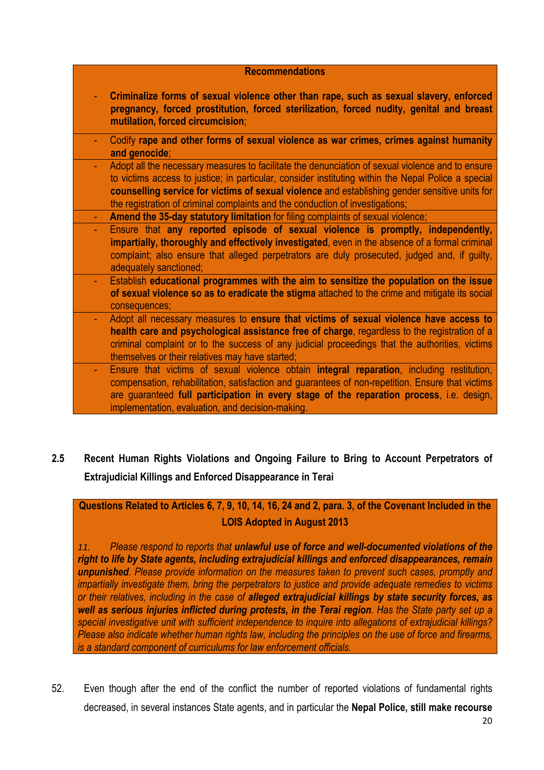**Recommendations**

- **Criminalize forms of sexual violence other than rape, such as sexual slavery, enforced pregnancy, forced prostitution, forced sterilization, forced nudity, genital and breast mutilation, forced circumcision**;
- Codify **rape and other forms of sexual violence as war crimes, crimes against humanity and genocide**;
- Adopt all the necessary measures to facilitate the denunciation of sexual violence and to ensure to victims access to justice; in particular, consider instituting within the Nepal Police a special **counselling service for victims of sexual violence** and establishing gender sensitive units for the registration of criminal complaints and the conduction of investigations;
- **Amend the 35-day statutory limitation** for filing complaints of sexual violence;
- Ensure that **any reported episode of sexual violence is promptly, independently, impartially, thoroughly and effectively investigated**, even in the absence of a formal criminal complaint; also ensure that alleged perpetrators are duly prosecuted, judged and, if guilty, adequately sanctioned;
- Establish **educational programmes with the aim to sensitize the population on the issue of sexual violence so as to eradicate the stigma** attached to the crime and mitigate its social consequences;
- Adopt all necessary measures to **ensure that victims of sexual violence have access to health care and psychological assistance free of charge**, regardless to the registration of a criminal complaint or to the success of any judicial proceedings that the authorities, victims themselves or their relatives may have started;
- Ensure that victims of sexual violence obtain **integral reparation**, including restitution, compensation, rehabilitation, satisfaction and guarantees of non-repetition. Ensure that victims are guaranteed **full participation in every stage of the reparation process**, i.e. design, implementation, evaluation, and decision-making.

## 2.5 Recent Human Rights Violations and Ongoing Failure to Bring to Account Perpetrators of Extrajudicial Killings and Enforced Disappearance in Terai

**Questions Related to Articles 6, 7, 9, 10, 14, 16, 24 and 2, para. 3, of the Covenant Included in the LOIS Adopted in August 2013**

*11. Please respond to reports that **unlawful use of force and well-documented violations of the right to life by State agents, including extrajudicial killings and enforced disappearances, remain unpunished**. Please provide information on the measures taken to prevent such cases, promptly and impartially investigate them, bring the perpetrators to justice and provide adequate remedies to victims or their relatives, including in the case of **alleged extrajudicial killings by state security forces, as well as serious injuries inflicted during protests, in the Terai region**. Has the State party set up a special investigative unit with sufficient independence to inquire into allegations of extrajudicial killings? Please also indicate whether human rights law, including the principles on the use of force and firearms, is a standard component of curriculums for law enforcement officials.*

52. Even though after the end of the conflict the number of reported violations of fundamental rights decreased, in several instances State agents, and in particular the **Nepal Police, still make recourse**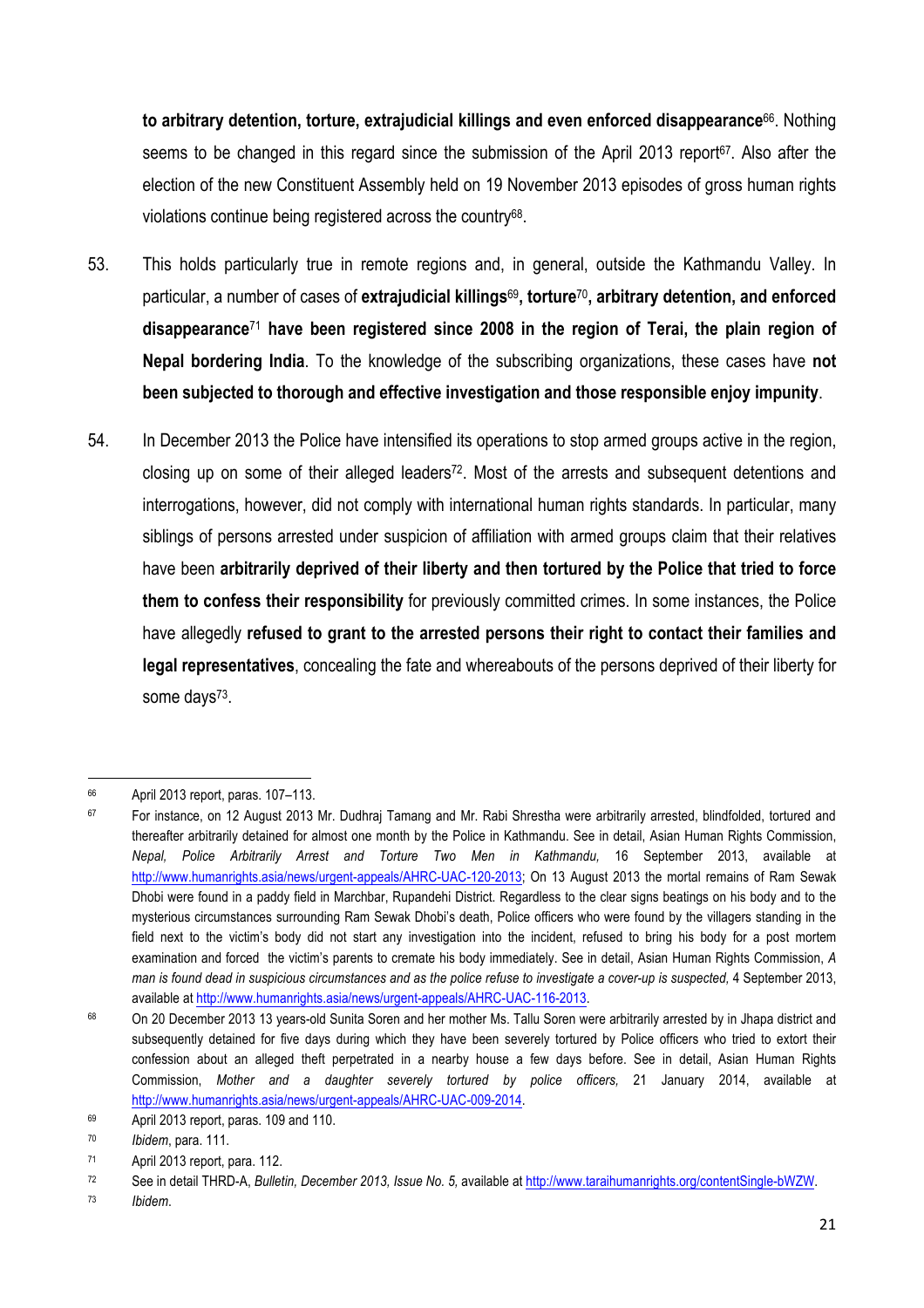**to arbitrary detention, torture, extrajudicial killings and even enforced disappearance**[66]. Nothing seems to be changed in this regard since the submission of the April 2013 report[67]. Also after the election of the new Constituent Assembly held on 19 November 2013 episodes of gross human rights violations continue being registered across the country[68].

53. This holds particularly true in remote regions and, in general, outside the Kathmandu Valley. In particular, a number of cases of **extrajudicial killings**[69]**, torture**[70]**, arbitrary detention, and enforced disappearance**[71] **have been registered since 2008 in the region of Terai, the plain region of Nepal bordering India**. To the knowledge of the subscribing organizations, these cases have **not been subjected to thorough and effective investigation and those responsible enjoy impunity**.

54. In December 2013 the Police have intensified its operations to stop armed groups active in the region, closing up on some of their alleged leaders[72]. Most of the arrests and subsequent detentions and interrogations, however, did not comply with international human rights standards. In particular, many siblings of persons arrested under suspicion of affiliation with armed groups claim that their relatives have been **arbitrarily deprived of their liberty and then tortured by the Police that tried to force them to confess their responsibility** for previously committed crimes. In some instances, the Police have allegedly **refused to grant to the arrested persons their right to contact their families and legal representatives**, concealing the fate and whereabouts of the persons deprived of their liberty for some days[73].

---

[66] April 2013 report, paras. 107–113.

[67] For instance, on 12 August 2013 Mr. Dudhraj Tamang and Mr. Rabi Shrestha were arbitrarily arrested, blindfolded, tortured and thereafter arbitrarily detained for almost one month by the Police in Kathmandu. See in detail, Asian Human Rights Commission, *Nepal, Police Arbitrarily Arrest and Torture Two Men in Kathmandu,* 16 September 2013, available at http://www.humanrights.asia/news/urgent-appeals/AHRC-UAC-120-2013; On 13 August 2013 the mortal remains of Ram Sewak Dhobi were found in a paddy field in Marchbar, Rupandehi District. Regardless to the clear signs beatings on his body and to the mysterious circumstances surrounding Ram Sewak Dhobi's death, Police officers who were found by the villagers standing in the field next to the victim's body did not start any investigation into the incident, refused to bring his body for a post mortem examination and forced the victim's parents to cremate his body immediately. See in detail, Asian Human Rights Commission, *A man is found dead in suspicious circumstances and as the police refuse to investigate a cover-up is suspected,* 4 September 2013, available at http://www.humanrights.asia/news/urgent-appeals/AHRC-UAC-116-2013.

[68] On 20 December 2013 13 years-old Sunita Soren and her mother Ms. Tallu Soren were arbitrarily arrested by in Jhapa district and subsequently detained for five days during which they have been severely tortured by Police officers who tried to extort their confession about an alleged theft perpetrated in a nearby house a few days before. See in detail, Asian Human Rights Commission, *Mother and a daughter severely tortured by police officers,* 21 January 2014, available at http://www.humanrights.asia/news/urgent-appeals/AHRC-UAC-009-2014.

[69] April 2013 report, paras. 109 and 110.

[70] *Ibidem*, para. 111.

[71] April 2013 report, para. 112.

[72] See in detail THRD-A, *Bulletin, December 2013, Issue No. 5,* available at http://www.taraihumanrights.org/contentSingle-bWZW.

[73] *Ibidem.*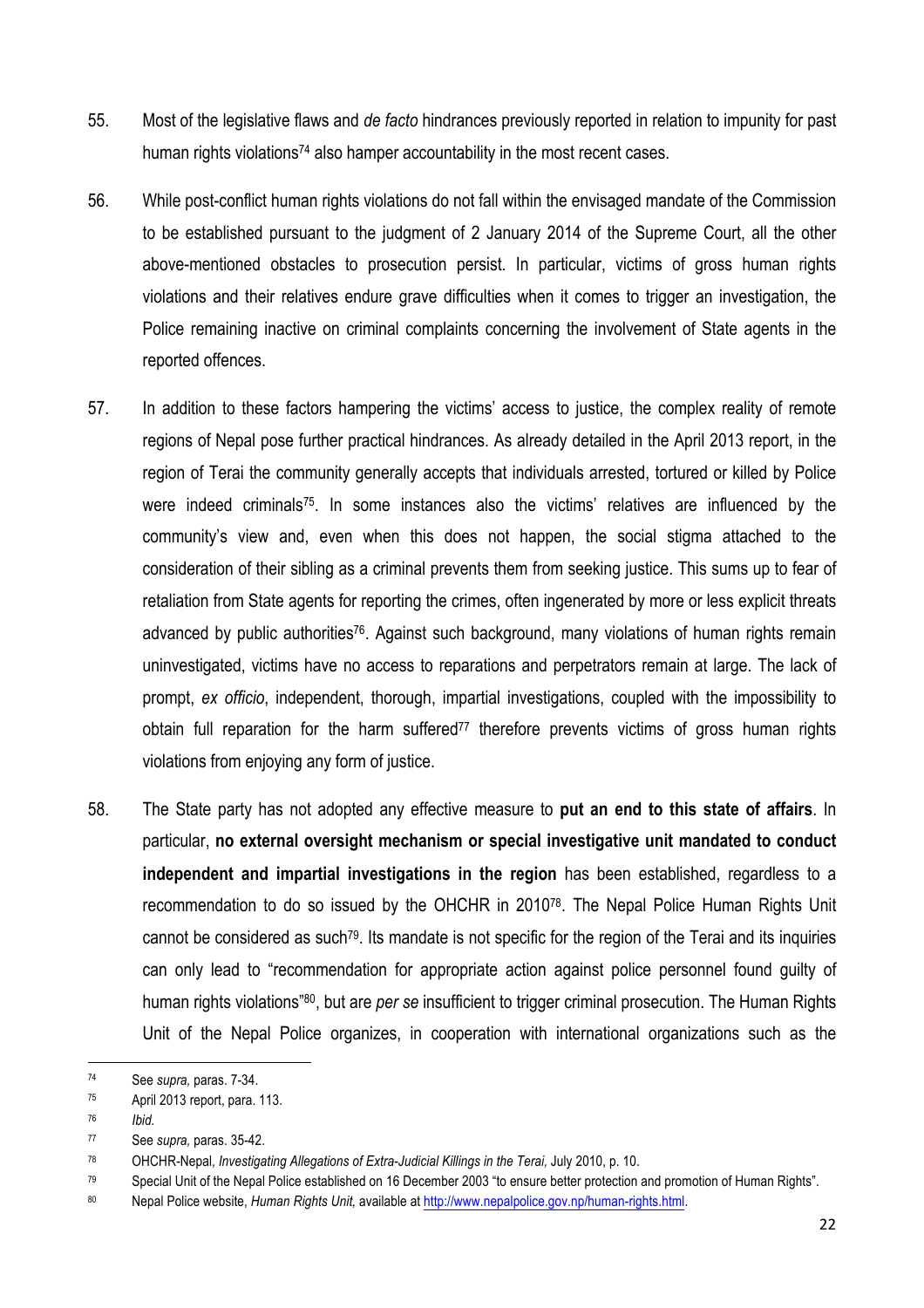55. Most of the legislative flaws and *de facto* hindrances previously reported in relation to impunity for past human rights violations[74] also hamper accountability in the most recent cases.

56. While post-conflict human rights violations do not fall within the envisaged mandate of the Commission to be established pursuant to the judgment of 2 January 2014 of the Supreme Court, all the other above-mentioned obstacles to prosecution persist. In particular, victims of gross human rights violations and their relatives endure grave difficulties when it comes to trigger an investigation, the Police remaining inactive on criminal complaints concerning the involvement of State agents in the reported offences.

57. In addition to these factors hampering the victims' access to justice, the complex reality of remote regions of Nepal pose further practical hindrances. As already detailed in the April 2013 report, in the region of Terai the community generally accepts that individuals arrested, tortured or killed by Police were indeed criminals[75]. In some instances also the victims' relatives are influenced by the community's view and, even when this does not happen, the social stigma attached to the consideration of their sibling as a criminal prevents them from seeking justice. This sums up to fear of retaliation from State agents for reporting the crimes, often ingenerated by more or less explicit threats advanced by public authorities[76]. Against such background, many violations of human rights remain uninvestigated, victims have no access to reparations and perpetrators remain at large. The lack of prompt, *ex officio*, independent, thorough, impartial investigations, coupled with the impossibility to obtain full reparation for the harm suffered[77] therefore prevents victims of gross human rights violations from enjoying any form of justice.

58. The State party has not adopted any effective measure to **put an end to this state of affairs**. In particular, **no external oversight mechanism or special investigative unit mandated to conduct independent and impartial investigations in the region** has been established, regardless to a recommendation to do so issued by the OHCHR in 2010[78]. The Nepal Police Human Rights Unit cannot be considered as such[79]. Its mandate is not specific for the region of the Terai and its inquiries can only lead to "recommendation for appropriate action against police personnel found guilty of human rights violations"[80], but are *per se* insufficient to trigger criminal prosecution. The Human Rights Unit of the Nepal Police organizes, in cooperation with international organizations such as the

---

[74] See *supra,* paras. 7-34.

[75] April 2013 report, para. 113.

[76] *Ibid.*

[77] See *supra,* paras. 35-42.

[78] OHCHR-Nepal, *Investigating Allegations of Extra-Judicial Killings in the Terai,* July 2010, p. 10.

[79] Special Unit of the Nepal Police established on 16 December 2003 "to ensure better protection and promotion of Human Rights".

[80] Nepal Police website, *Human Rights Unit,* available at http://www.nepalpolice.gov.np/human-rights.html.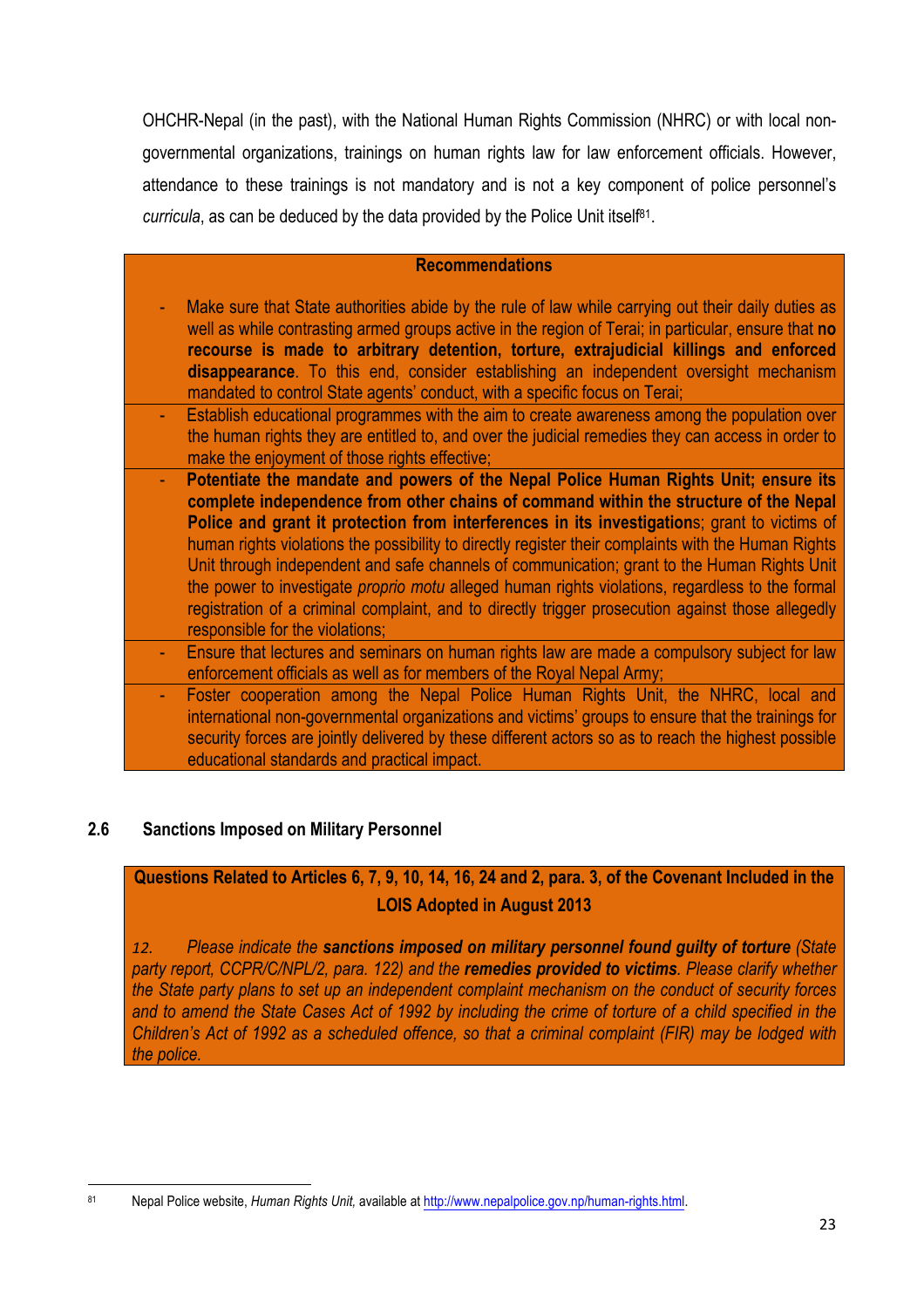OHCHR-Nepal (in the past), with the National Human Rights Commission (NHRC) or with local non-governmental organizations, trainings on human rights law for law enforcement officials. However, attendance to these trainings is not mandatory and is not a key component of police personnel's *curricula*, as can be deduced by the data provided by the Police Unit itself[81].

**Recommendations**

- Make sure that State authorities abide by the rule of law while carrying out their daily duties as well as while contrasting armed groups active in the region of Terai; in particular, ensure that **no recourse is made to arbitrary detention, torture, extrajudicial killings and enforced disappearance**. To this end, consider establishing an independent oversight mechanism mandated to control State agents' conduct, with a specific focus on Terai;
- Establish educational programmes with the aim to create awareness among the population over the human rights they are entitled to, and over the judicial remedies they can access in order to make the enjoyment of those rights effective;
- **Potentiate the mandate and powers of the Nepal Police Human Rights Unit; ensure its complete independence from other chains of command within the structure of the Nepal Police and grant it protection from interferences in its investigation**s; grant to victims of human rights violations the possibility to directly register their complaints with the Human Rights Unit through independent and safe channels of communication; grant to the Human Rights Unit the power to investigate *proprio motu* alleged human rights violations, regardless to the formal registration of a criminal complaint, and to directly trigger prosecution against those allegedly responsible for the violations;
- Ensure that lectures and seminars on human rights law are made a compulsory subject for law enforcement officials as well as for members of the Royal Nepal Army;
- Foster cooperation among the Nepal Police Human Rights Unit, the NHRC, local and international non-governmental organizations and victims' groups to ensure that the trainings for security forces are jointly delivered by these different actors so as to reach the highest possible educational standards and practical impact.

## 2.6 Sanctions Imposed on Military Personnel

**Questions Related to Articles 6, 7, 9, 10, 14, 16, 24 and 2, para. 3, of the Covenant Included in the LOIS Adopted in August 2013**

*12. Please indicate the* ***sanctions imposed on military personnel found guilty of torture*** *(State party report, CCPR/C/NPL/2, para. 122) and the* ***remedies provided to victims****. Please clarify whether the State party plans to set up an independent complaint mechanism on the conduct of security forces and to amend the State Cases Act of 1992 by including the crime of torture of a child specified in the Children's Act of 1992 as a scheduled offence, so that a criminal complaint (FIR) may be lodged with the police.*

[81] Nepal Police website, *Human Rights Unit,* available at http://www.nepalpolice.gov.np/human-rights.html.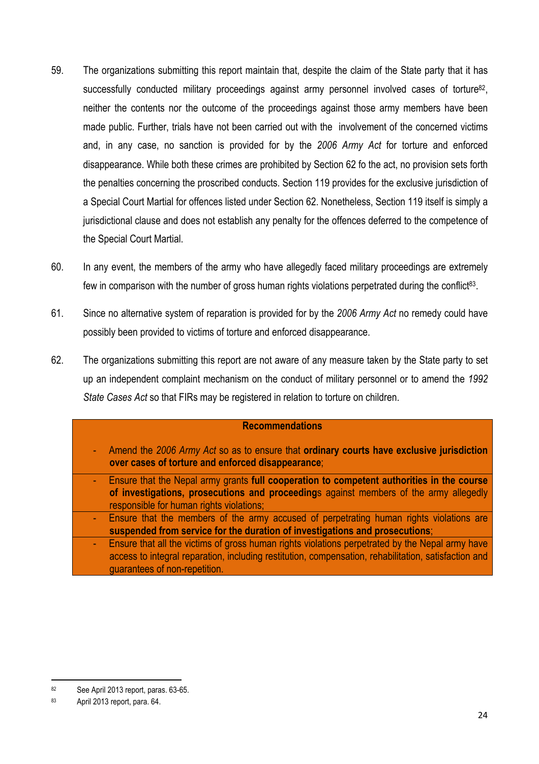59. The organizations submitting this report maintain that, despite the claim of the State party that it has successfully conducted military proceedings against army personnel involved cases of torture[82], neither the contents nor the outcome of the proceedings against those army members have been made public. Further, trials have not been carried out with the involvement of the concerned victims and, in any case, no sanction is provided for by the *2006 Army Act* for torture and enforced disappearance. While both these crimes are prohibited by Section 62 fo the act, no provision sets forth the penalties concerning the proscribed conducts. Section 119 provides for the exclusive jurisdiction of a Special Court Martial for offences listed under Section 62. Nonetheless, Section 119 itself is simply a jurisdictional clause and does not establish any penalty for the offences deferred to the competence of the Special Court Martial.

60. In any event, the members of the army who have allegedly faced military proceedings are extremely few in comparison with the number of gross human rights violations perpetrated during the conflict[83].

61. Since no alternative system of reparation is provided for by the *2006 Army Act* no remedy could have possibly been provided to victims of torture and enforced disappearance.

62. The organizations submitting this report are not aware of any measure taken by the State party to set up an independent complaint mechanism on the conduct of military personnel or to amend the *1992 State Cases Act* so that FIRs may be registered in relation to torture on children.

**Recommendations**

- Amend the *2006 Army Act* so as to ensure that **ordinary courts have exclusive jurisdiction over cases of torture and enforced disappearance**;
- Ensure that the Nepal army grants **full cooperation to competent authorities in the course of investigations, prosecutions and proceeding**s against members of the army allegedly responsible for human rights violations;
- Ensure that the members of the army accused of perpetrating human rights violations are **suspended from service for the duration of investigations and prosecutions**;
- Ensure that all the victims of gross human rights violations perpetrated by the Nepal army have access to integral reparation, including restitution, compensation, rehabilitation, satisfaction and guarantees of non-repetition.

[82] See April 2013 report, paras. 63-65.

[83] April 2013 report, para. 64.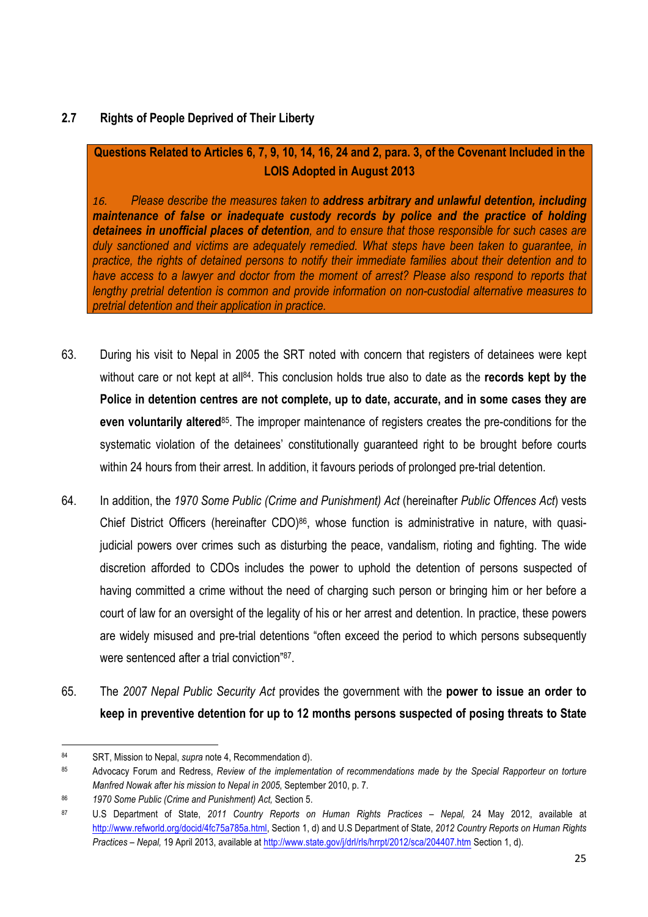## 2.7 Rights of People Deprived of Their Liberty

**Questions Related to Articles 6, 7, 9, 10, 14, 16, 24 and 2, para. 3, of the Covenant Included in the LOIS Adopted in August 2013**

*16. Please describe the measures taken to* ***address arbitrary and unlawful detention, including maintenance of false or inadequate custody records by police and the practice of holding detainees in unofficial places of detention****, and to ensure that those responsible for such cases are duly sanctioned and victims are adequately remedied. What steps have been taken to guarantee, in practice, the rights of detained persons to notify their immediate families about their detention and to have access to a lawyer and doctor from the moment of arrest? Please also respond to reports that lengthy pretrial detention is common and provide information on non-custodial alternative measures to pretrial detention and their application in practice.*

63. During his visit to Nepal in 2005 the SRT noted with concern that registers of detainees were kept without care or not kept at all[84]. This conclusion holds true also to date as the **records kept by the Police in detention centres are not complete, up to date, accurate, and in some cases they are even voluntarily altered**[85]. The improper maintenance of registers creates the pre-conditions for the systematic violation of the detainees' constitutionally guaranteed right to be brought before courts within 24 hours from their arrest. In addition, it favours periods of prolonged pre-trial detention.

64. In addition, the *1970 Some Public (Crime and Punishment) Act* (hereinafter *Public Offences Act*) vests Chief District Officers (hereinafter CDO)[86], whose function is administrative in nature, with quasi-judicial powers over crimes such as disturbing the peace, vandalism, rioting and fighting. The wide discretion afforded to CDOs includes the power to uphold the detention of persons suspected of having committed a crime without the need of charging such person or bringing him or her before a court of law for an oversight of the legality of his or her arrest and detention. In practice, these powers are widely misused and pre-trial detentions "often exceed the period to which persons subsequently were sentenced after a trial conviction"[87].

65. The *2007 Nepal Public Security Act* provides the government with the **power to issue an order to keep in preventive detention for up to 12 months persons suspected of posing threats to State**

---

[84] SRT, Mission to Nepal, *supra* note 4, Recommendation d).

[85] Advocacy Forum and Redress, *Review of the implementation of recommendations made by the Special Rapporteur on torture Manfred Nowak after his mission to Nepal in 2005*, September 2010, p. 7.

[86] *1970 Some Public (Crime and Punishment) Act,* Section 5.

[87] U.S Department of State, *2011 Country Reports on Human Rights Practices – Nepal,* 24 May 2012, available at http://www.refworld.org/docid/4fc75a785a.html, Section 1, d) and U.S Department of State, *2012 Country Reports on Human Rights Practices – Nepal,* 19 April 2013, available at http://www.state.gov/j/drl/rls/hrrpt/2012/sca/204407.htm Section 1, d).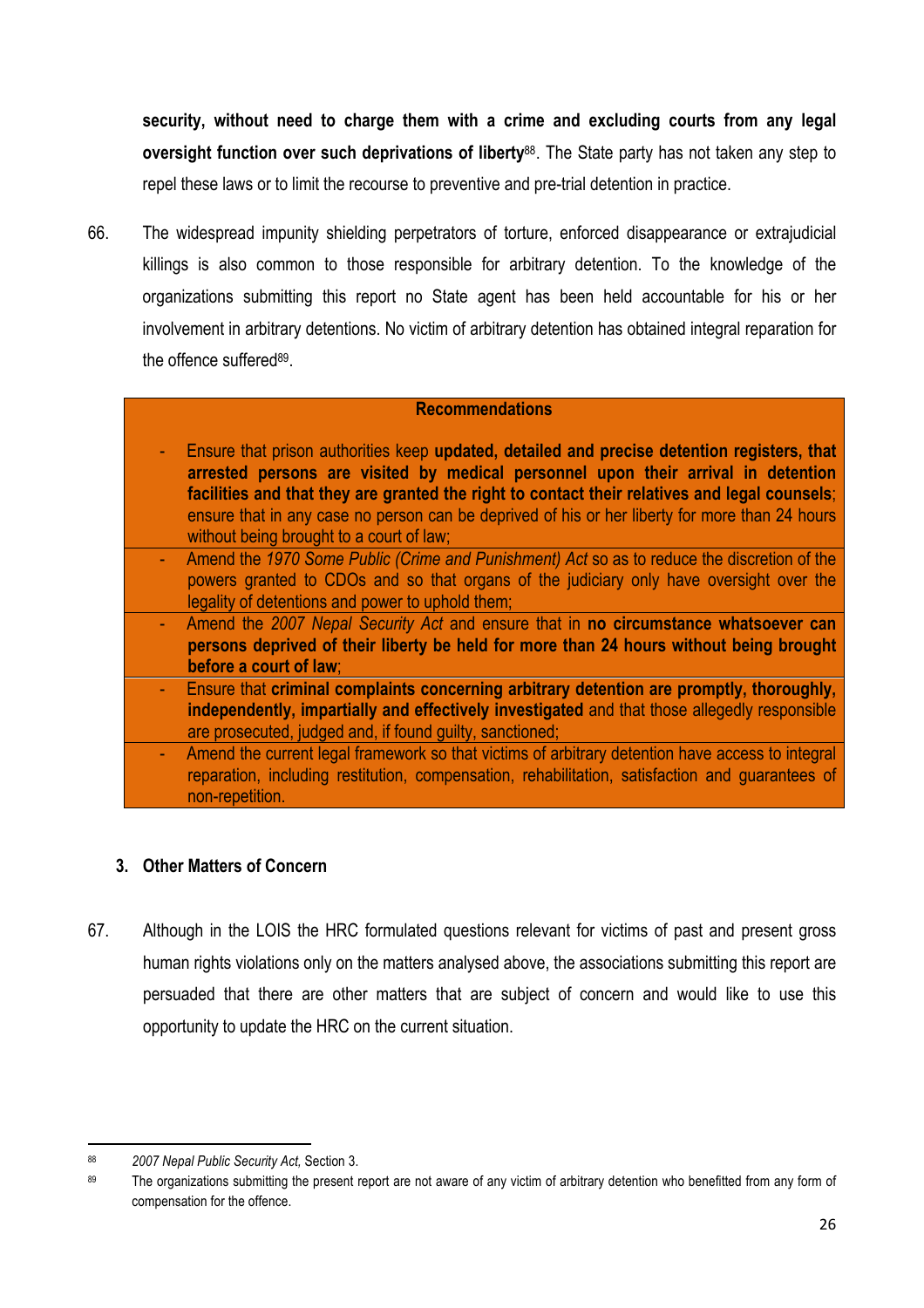**security, without need to charge them with a crime and excluding courts from any legal oversight function over such deprivations of liberty**[88]. The State party has not taken any step to repel these laws or to limit the recourse to preventive and pre-trial detention in practice.

66. The widespread impunity shielding perpetrators of torture, enforced disappearance or extrajudicial killings is also common to those responsible for arbitrary detention. To the knowledge of the organizations submitting this report no State agent has been held accountable for his or her involvement in arbitrary detentions. No victim of arbitrary detention has obtained integral reparation for the offence suffered[89].

| **Recommendations** |
|---|
| - Ensure that prison authorities keep **updated, detailed and precise detention registers, that arrested persons are visited by medical personnel upon their arrival in detention facilities and that they are granted the right to contact their relatives and legal counsels**; ensure that in any case no person can be deprived of his or her liberty for more than 24 hours without being brought to a court of law; |
| - Amend the *1970 Some Public (Crime and Punishment) Act* so as to reduce the discretion of the powers granted to CDOs and so that organs of the judiciary only have oversight over the legality of detentions and power to uphold them; |
| - Amend the *2007 Nepal Security Act* and ensure that in **no circumstance whatsoever can persons deprived of their liberty be held for more than 24 hours without being brought before a court of law**; |
| - Ensure that **criminal complaints concerning arbitrary detention are promptly, thoroughly, independently, impartially and effectively investigated** and that those allegedly responsible are prosecuted, judged and, if found guilty, sanctioned; |
| - Amend the current legal framework so that victims of arbitrary detention have access to integral reparation, including restitution, compensation, rehabilitation, satisfaction and guarantees of non-repetition. |

### 3. Other Matters of Concern

67. Although in the LOIS the HRC formulated questions relevant for victims of past and present gross human rights violations only on the matters analysed above, the associations submitting this report are persuaded that there are other matters that are subject of concern and would like to use this opportunity to update the HRC on the current situation.

---

[88] *2007 Nepal Public Security Act,* Section 3.

[89] The organizations submitting the present report are not aware of any victim of arbitrary detention who benefitted from any form of compensation for the offence.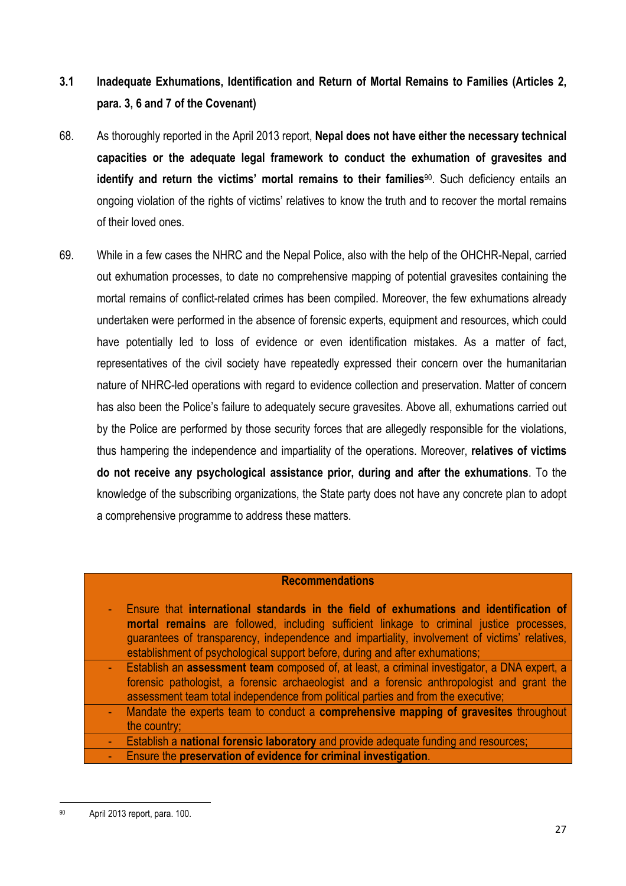### 3.1 Inadequate Exhumations, Identification and Return of Mortal Remains to Families (Articles 2, para. 3, 6 and 7 of the Covenant)

68. As thoroughly reported in the April 2013 report, **Nepal does not have either the necessary technical capacities or the adequate legal framework to conduct the exhumation of gravesites and identify and return the victims' mortal remains to their families**[90]. Such deficiency entails an ongoing violation of the rights of victims' relatives to know the truth and to recover the mortal remains of their loved ones.

69. While in a few cases the NHRC and the Nepal Police, also with the help of the OHCHR-Nepal, carried out exhumation processes, to date no comprehensive mapping of potential gravesites containing the mortal remains of conflict-related crimes has been compiled. Moreover, the few exhumations already undertaken were performed in the absence of forensic experts, equipment and resources, which could have potentially led to loss of evidence or even identification mistakes. As a matter of fact, representatives of the civil society have repeatedly expressed their concern over the humanitarian nature of NHRC-led operations with regard to evidence collection and preservation. Matter of concern has also been the Police's failure to adequately secure gravesites. Above all, exhumations carried out by the Police are performed by those security forces that are allegedly responsible for the violations, thus hampering the independence and impartiality of the operations. Moreover, **relatives of victims do not receive any psychological assistance prior, during and after the exhumations**. To the knowledge of the subscribing organizations, the State party does not have any concrete plan to adopt a comprehensive programme to address these matters.

| **Recommendations** |
|---|
| - Ensure that **international standards in the field of exhumations and identification of mortal remains** are followed, including sufficient linkage to criminal justice processes, guarantees of transparency, independence and impartiality, involvement of victims' relatives, establishment of psychological support before, during and after exhumations; |
| - Establish an **assessment team** composed of, at least, a criminal investigator, a DNA expert, a forensic pathologist, a forensic archaeologist and a forensic anthropologist and grant the assessment team total independence from political parties and from the executive; |
| - Mandate the experts team to conduct a **comprehensive mapping of gravesites** throughout the country; |
| - Establish a **national forensic laboratory** and provide adequate funding and resources; |
| - Ensure the **preservation of evidence for criminal investigation**. |

[90] April 2013 report, para. 100.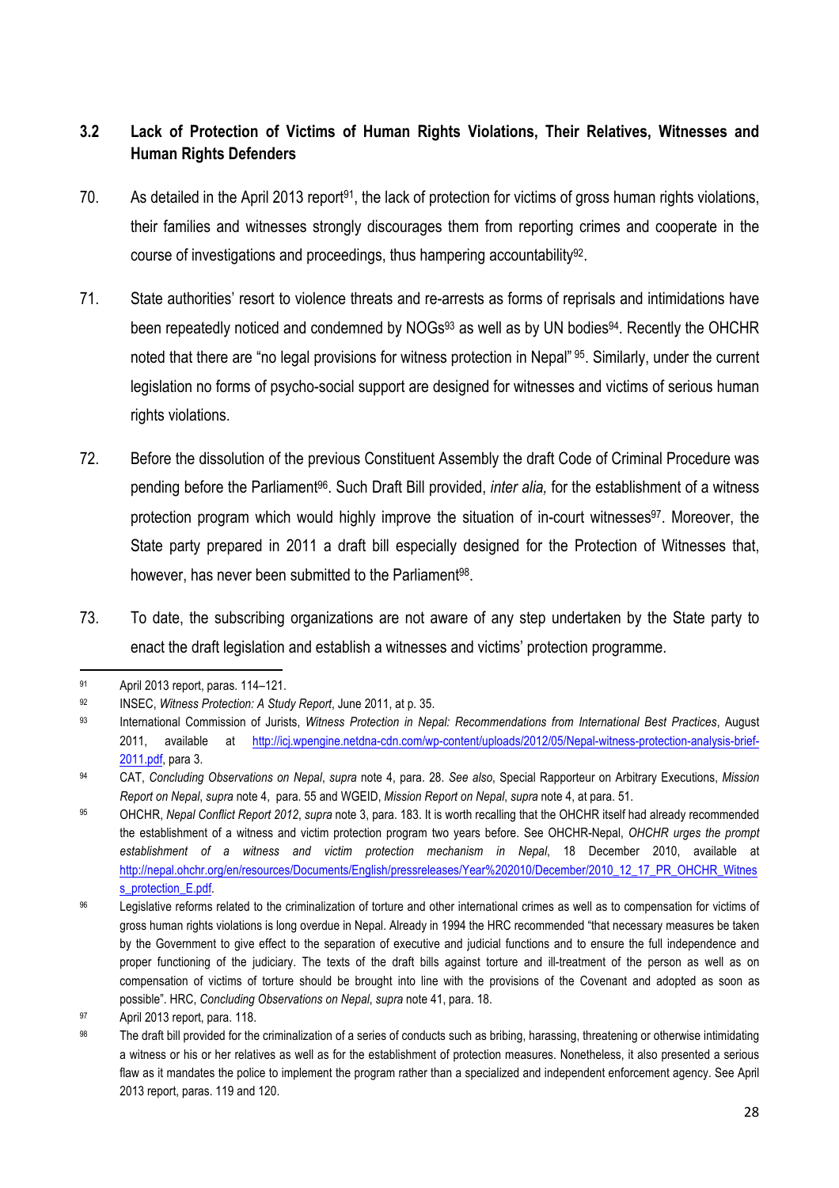## 3.2 Lack of Protection of Victims of Human Rights Violations, Their Relatives, Witnesses and Human Rights Defenders

70. As detailed in the April 2013 report[91], the lack of protection for victims of gross human rights violations, their families and witnesses strongly discourages them from reporting crimes and cooperate in the course of investigations and proceedings, thus hampering accountability[92].

71. State authorities' resort to violence threats and re-arrests as forms of reprisals and intimidations have been repeatedly noticed and condemned by NOGs[93] as well as by UN bodies[94]. Recently the OHCHR noted that there are "no legal provisions for witness protection in Nepal" [95]. Similarly, under the current legislation no forms of psycho-social support are designed for witnesses and victims of serious human rights violations.

72. Before the dissolution of the previous Constituent Assembly the draft Code of Criminal Procedure was pending before the Parliament[96]. Such Draft Bill provided, *inter alia,* for the establishment of a witness protection program which would highly improve the situation of in-court witnesses[97]. Moreover, the State party prepared in 2011 a draft bill especially designed for the Protection of Witnesses that, however, has never been submitted to the Parliament[98].

73. To date, the subscribing organizations are not aware of any step undertaken by the State party to enact the draft legislation and establish a witnesses and victims' protection programme.

---

[91] April 2013 report, paras. 114–121.

[92] INSEC, *Witness Protection: A Study Report*, June 2011, at p. 35.

[93] International Commission of Jurists, *Witness Protection in Nepal: Recommendations from International Best Practices*, August 2011, available at http://icj.wpengine.netdna-cdn.com/wp-content/uploads/2012/05/Nepal-witness-protection-analysis-brief-2011.pdf, para 3.

[94] CAT, *Concluding Observations on Nepal*, *supra* note 4, para. 28. *See also*, Special Rapporteur on Arbitrary Executions, *Mission Report on Nepal*, *supra* note 4, para. 55 and WGEID, *Mission Report on Nepal*, *supra* note 4, at para. 51.

[95] OHCHR, *Nepal Conflict Report 2012*, *supra* note 3, para. 183. It is worth recalling that the OHCHR itself had already recommended the establishment of a witness and victim protection program two years before. See OHCHR-Nepal, *OHCHR urges the prompt establishment of a witness and victim protection mechanism in Nepal*, 18 December 2010, available at http://nepal.ohchr.org/en/resources/Documents/English/pressreleases/Year%202010/December/2010_12_17_PR_OHCHR_Witness_protection_E.pdf.

[96] Legislative reforms related to the criminalization of torture and other international crimes as well as to compensation for victims of gross human rights violations is long overdue in Nepal. Already in 1994 the HRC recommended "that necessary measures be taken by the Government to give effect to the separation of executive and judicial functions and to ensure the full independence and proper functioning of the judiciary. The texts of the draft bills against torture and ill-treatment of the person as well as on compensation of victims of torture should be brought into line with the provisions of the Covenant and adopted as soon as possible". HRC, *Concluding Observations on Nepal*, *supra* note 41, para. 18.

[97] April 2013 report, para. 118.

[98] The draft bill provided for the criminalization of a series of conducts such as bribing, harassing, threatening or otherwise intimidating a witness or his or her relatives as well as for the establishment of protection measures. Nonetheless, it also presented a serious flaw as it mandates the police to implement the program rather than a specialized and independent enforcement agency. See April 2013 report, paras. 119 and 120.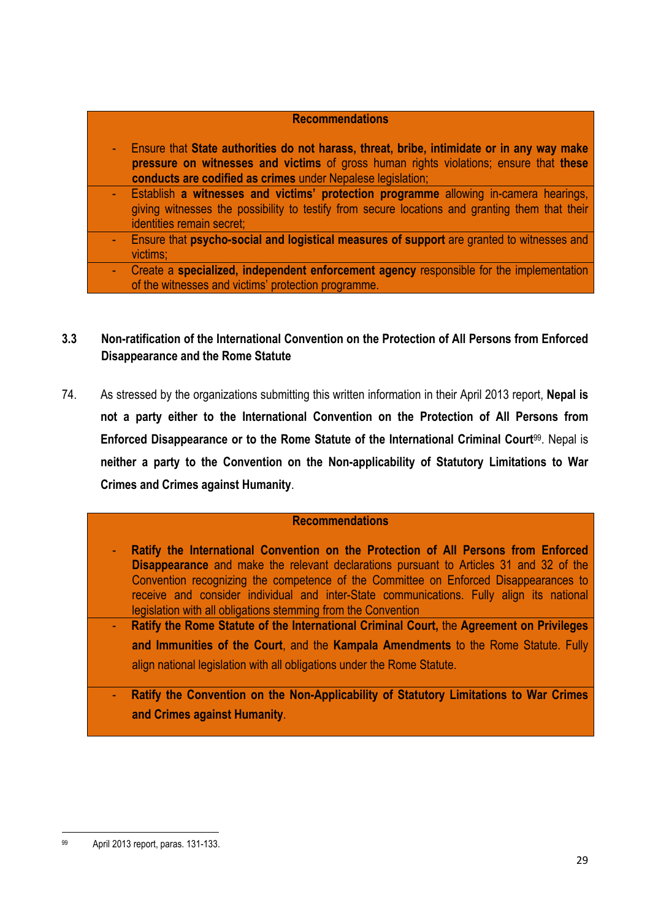**Recommendations**

- Ensure that **State authorities do not harass, threat, bribe, intimidate or in any way make pressure on witnesses and victims** of gross human rights violations; ensure that **these conducts are codified as crimes** under Nepalese legislation;
- Establish **a witnesses and victims' protection programme** allowing in-camera hearings, giving witnesses the possibility to testify from secure locations and granting them that their identities remain secret;
- Ensure that **psycho-social and logistical measures of support** are granted to witnesses and victims;
- Create a **specialized, independent enforcement agency** responsible for the implementation of the witnesses and victims' protection programme.

### 3.3 Non-ratification of the International Convention on the Protection of All Persons from Enforced Disappearance and the Rome Statute

74. As stressed by the organizations submitting this written information in their April 2013 report, **Nepal is not a party either to the International Convention on the Protection of All Persons from Enforced Disappearance or to the Rome Statute of the International Criminal Court**[99]. Nepal is **neither a party to the Convention on the Non-applicability of Statutory Limitations to War Crimes and Crimes against Humanity**.

**Recommendations**

- **Ratify the International Convention on the Protection of All Persons from Enforced Disappearance** and make the relevant declarations pursuant to Articles 31 and 32 of the Convention recognizing the competence of the Committee on Enforced Disappearances to receive and consider individual and inter-State communications. Fully align its national legislation with all obligations stemming from the Convention
- **Ratify the Rome Statute of the International Criminal Court,** the **Agreement on Privileges and Immunities of the Court**, and the **Kampala Amendments** to the Rome Statute. Fully align national legislation with all obligations under the Rome Statute.
- **Ratify the Convention on the Non-Applicability of Statutory Limitations to War Crimes and Crimes against Humanity**.

---

[99] April 2013 report, paras. 131-133.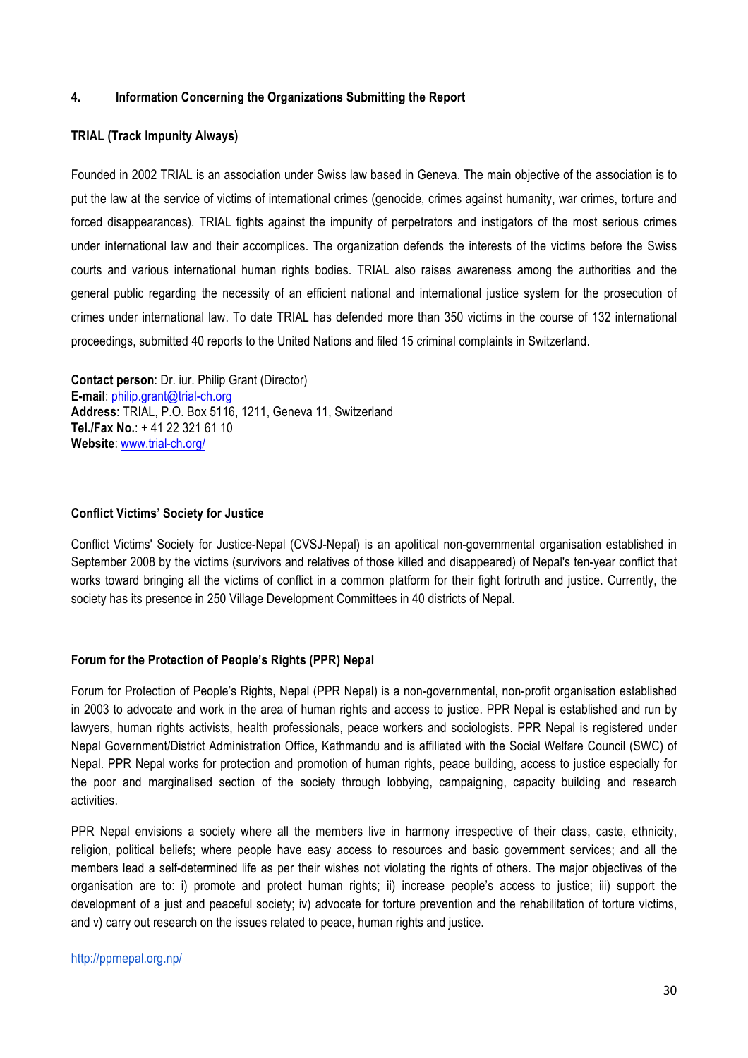## 4. Information Concerning the Organizations Submitting the Report

**TRIAL (Track Impunity Always)**

Founded in 2002 TRIAL is an association under Swiss law based in Geneva. The main objective of the association is to put the law at the service of victims of international crimes (genocide, crimes against humanity, war crimes, torture and forced disappearances). TRIAL fights against the impunity of perpetrators and instigators of the most serious crimes under international law and their accomplices. The organization defends the interests of the victims before the Swiss courts and various international human rights bodies. TRIAL also raises awareness among the authorities and the general public regarding the necessity of an efficient national and international justice system for the prosecution of crimes under international law. To date TRIAL has defended more than 350 victims in the course of 132 international proceedings, submitted 40 reports to the United Nations and filed 15 criminal complaints in Switzerland.

**Contact person**: Dr. iur. Philip Grant (Director)
**E-mail**: philip.grant@trial-ch.org
**Address**: TRIAL, P.O. Box 5116, 1211, Geneva 11, Switzerland
**Tel./Fax No.**: + 41 22 321 61 10
**Website**: www.trial-ch.org/

**Conflict Victims' Society for Justice**

Conflict Victims' Society for Justice-Nepal (CVSJ-Nepal) is an apolitical non-governmental organisation established in September 2008 by the victims (survivors and relatives of those killed and disappeared) of Nepal's ten-year conflict that works toward bringing all the victims of conflict in a common platform for their fight fortruth and justice. Currently, the society has its presence in 250 Village Development Committees in 40 districts of Nepal.

**Forum for the Protection of People's Rights (PPR) Nepal**

Forum for Protection of People's Rights, Nepal (PPR Nepal) is a non-governmental, non-profit organisation established in 2003 to advocate and work in the area of human rights and access to justice. PPR Nepal is established and run by lawyers, human rights activists, health professionals, peace workers and sociologists. PPR Nepal is registered under Nepal Government/District Administration Office, Kathmandu and is affiliated with the Social Welfare Council (SWC) of Nepal. PPR Nepal works for protection and promotion of human rights, peace building, access to justice especially for the poor and marginalised section of the society through lobbying, campaigning, capacity building and research activities.

PPR Nepal envisions a society where all the members live in harmony irrespective of their class, caste, ethnicity, religion, political beliefs; where people have easy access to resources and basic government services; and all the members lead a self-determined life as per their wishes not violating the rights of others. The major objectives of the organisation are to: i) promote and protect human rights; ii) increase people's access to justice; iii) support the development of a just and peaceful society; iv) advocate for torture prevention and the rehabilitation of torture victims, and v) carry out research on the issues related to peace, human rights and justice.

http://pprnepal.org.np/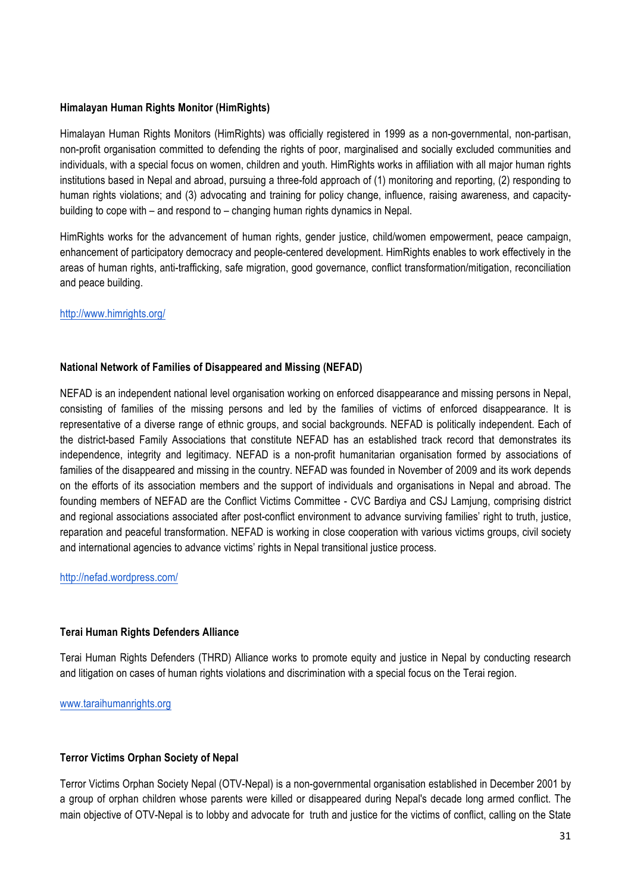**Himalayan Human Rights Monitor (HimRights)**

Himalayan Human Rights Monitors (HimRights) was officially registered in 1999 as a non-governmental, non-partisan, non-profit organisation committed to defending the rights of poor, marginalised and socially excluded communities and individuals, with a special focus on women, children and youth. HimRights works in affiliation with all major human rights institutions based in Nepal and abroad, pursuing a three-fold approach of (1) monitoring and reporting, (2) responding to human rights violations; and (3) advocating and training for policy change, influence, raising awareness, and capacity-building to cope with – and respond to – changing human rights dynamics in Nepal.

HimRights works for the advancement of human rights, gender justice, child/women empowerment, peace campaign, enhancement of participatory democracy and people-centered development. HimRights enables to work effectively in the areas of human rights, anti-trafficking, safe migration, good governance, conflict transformation/mitigation, reconciliation and peace building.

http://www.himrights.org/

**National Network of Families of Disappeared and Missing (NEFAD)**

NEFAD is an independent national level organisation working on enforced disappearance and missing persons in Nepal, consisting of families of the missing persons and led by the families of victims of enforced disappearance. It is representative of a diverse range of ethnic groups, and social backgrounds. NEFAD is politically independent. Each of the district-based Family Associations that constitute NEFAD has an established track record that demonstrates its independence, integrity and legitimacy. NEFAD is a non-profit humanitarian organisation formed by associations of families of the disappeared and missing in the country. NEFAD was founded in November of 2009 and its work depends on the efforts of its association members and the support of individuals and organisations in Nepal and abroad. The founding members of NEFAD are the Conflict Victims Committee - CVC Bardiya and CSJ Lamjung, comprising district and regional associations associated after post-conflict environment to advance surviving families' right to truth, justice, reparation and peaceful transformation. NEFAD is working in close cooperation with various victims groups, civil society and international agencies to advance victims' rights in Nepal transitional justice process.

http://nefad.wordpress.com/

**Terai Human Rights Defenders Alliance**

Terai Human Rights Defenders (THRD) Alliance works to promote equity and justice in Nepal by conducting research and litigation on cases of human rights violations and discrimination with a special focus on the Terai region.

www.taraihumanrights.org

**Terror Victims Orphan Society of Nepal**

Terror Victims Orphan Society Nepal (OTV-Nepal) is a non-governmental organisation established in December 2001 by a group of orphan children whose parents were killed or disappeared during Nepal's decade long armed conflict. The main objective of OTV-Nepal is to lobby and advocate for truth and justice for the victims of conflict, calling on the State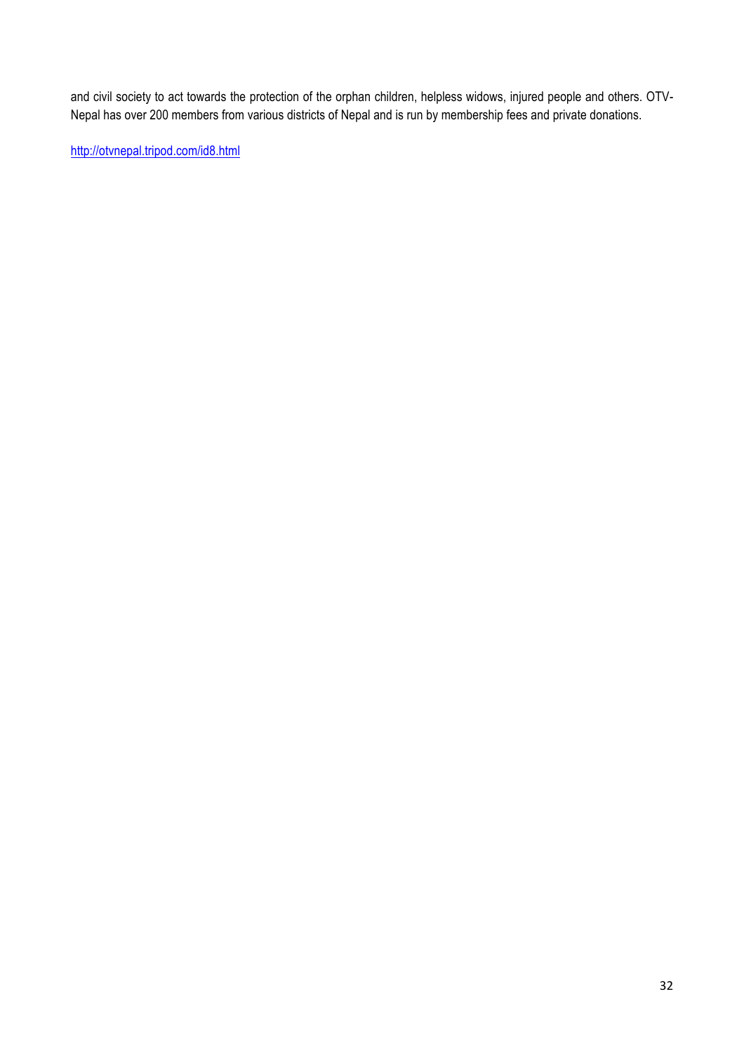and civil society to act towards the protection of the orphan children, helpless widows, injured people and others. OTV-Nepal has over 200 members from various districts of Nepal and is run by membership fees and private donations.

http://otvnepal.tripod.com/id8.html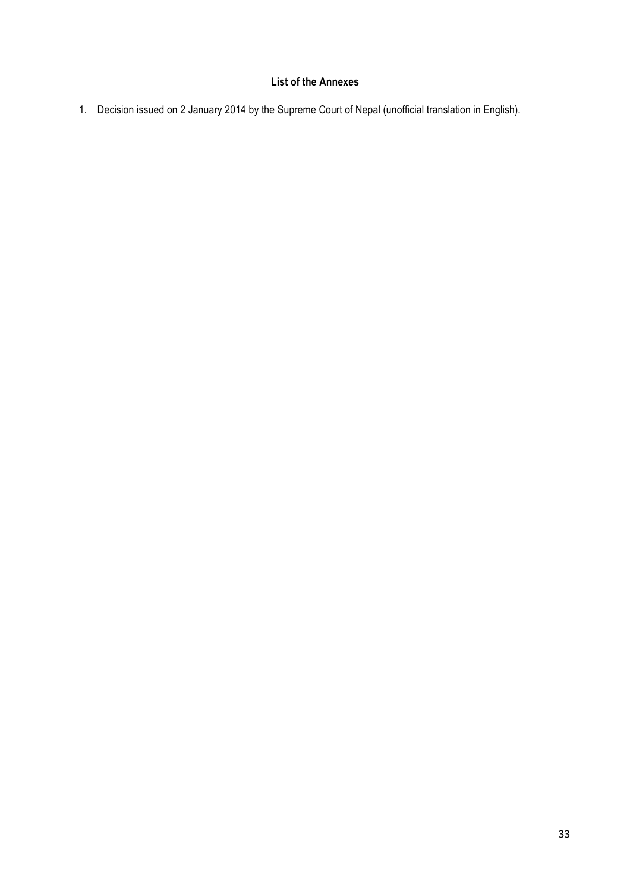**List of the Annexes**

1. Decision issued on 2 January 2014 by the Supreme Court of Nepal (unofficial translation in English).